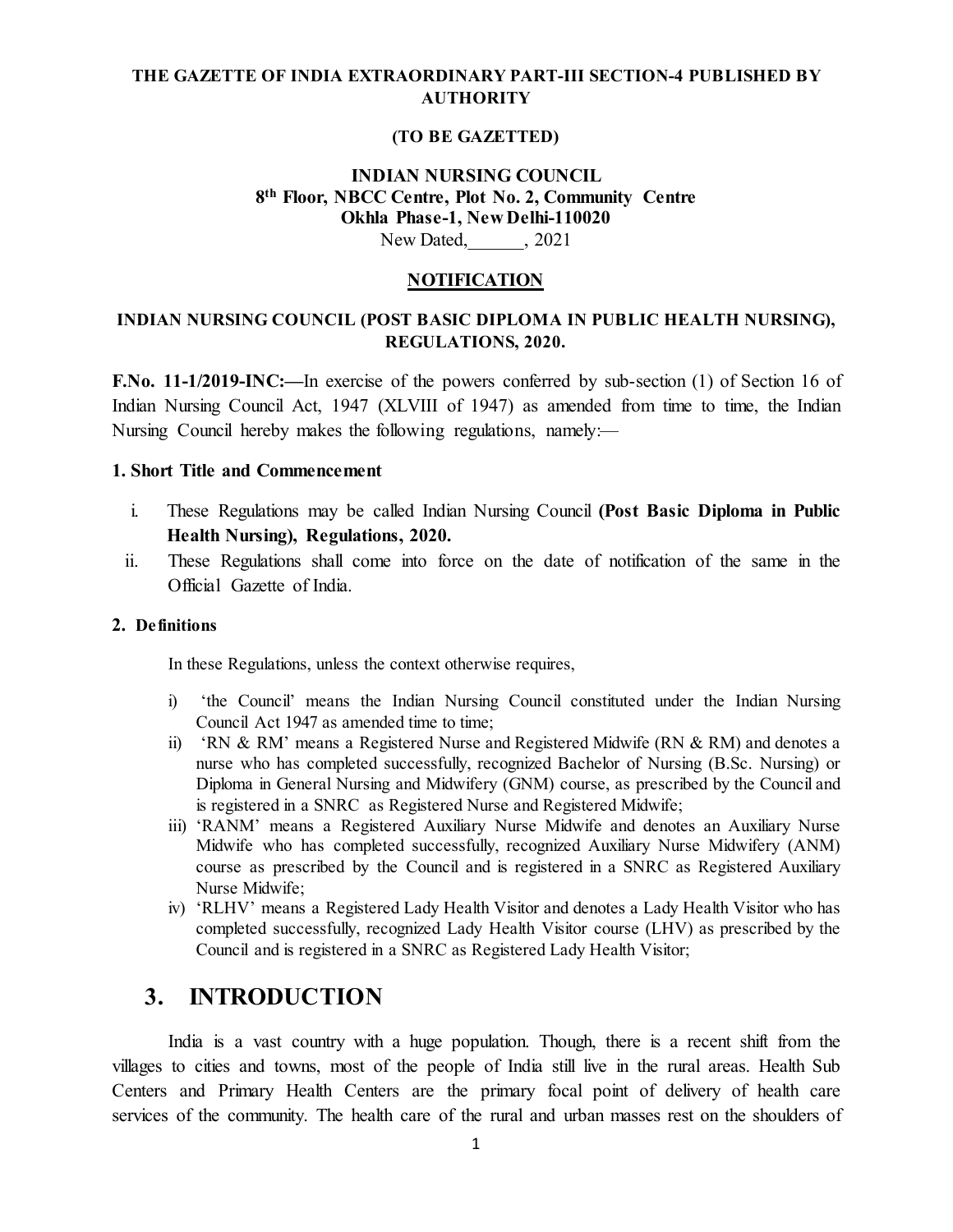**THE GAZETTE OF INDIA EXTRAORDINARY PART-III SECTION-4 PUBLISHED BY AUTHORITY**

**(TO BE GAZETTED)**

**INDIAN NURSING COUNCIL**
**8th Floor, NBCC Centre, Plot No. 2, Community Centre**
**Okhla Phase-1, New Delhi-110020**
New Dated,______, 2021

**NOTIFICATION**

**INDIAN NURSING COUNCIL (POST BASIC DIPLOMA IN PUBLIC HEALTH NURSING), REGULATIONS, 2020.**

**F.No. 11-1/2019-INC:—**In exercise of the powers conferred by sub-section (1) of Section 16 of Indian Nursing Council Act, 1947 (XLVIII of 1947) as amended from time to time, the Indian Nursing Council hereby makes the following regulations, namely:—

**1. Short Title and Commencement**

i. These Regulations may be called Indian Nursing Council **(Post Basic Diploma in Public Health Nursing), Regulations, 2020.**

ii. These Regulations shall come into force on the date of notification of the same in the Official Gazette of India.

**2. Definitions**

In these Regulations, unless the context otherwise requires,

i) 'the Council' means the Indian Nursing Council constituted under the Indian Nursing Council Act 1947 as amended time to time;

ii) 'RN & RM' means a Registered Nurse and Registered Midwife (RN & RM) and denotes a nurse who has completed successfully, recognized Bachelor of Nursing (B.Sc. Nursing) or Diploma in General Nursing and Midwifery (GNM) course, as prescribed by the Council and is registered in a SNRC as Registered Nurse and Registered Midwife;

iii) 'RANM' means a Registered Auxiliary Nurse Midwife and denotes an Auxiliary Nurse Midwife who has completed successfully, recognized Auxiliary Nurse Midwifery (ANM) course as prescribed by the Council and is registered in a SNRC as Registered Auxiliary Nurse Midwife;

iv) 'RLHV' means a Registered Lady Health Visitor and denotes a Lady Health Visitor who has completed successfully, recognized Lady Health Visitor course (LHV) as prescribed by the Council and is registered in a SNRC as Registered Lady Health Visitor;

## 3. INTRODUCTION

India is a vast country with a huge population. Though, there is a recent shift from the villages to cities and towns, most of the people of India still live in the rural areas. Health Sub Centers and Primary Health Centers are the primary focal point of delivery of health care services of the community. The health care of the rural and urban masses rest on the shoulders of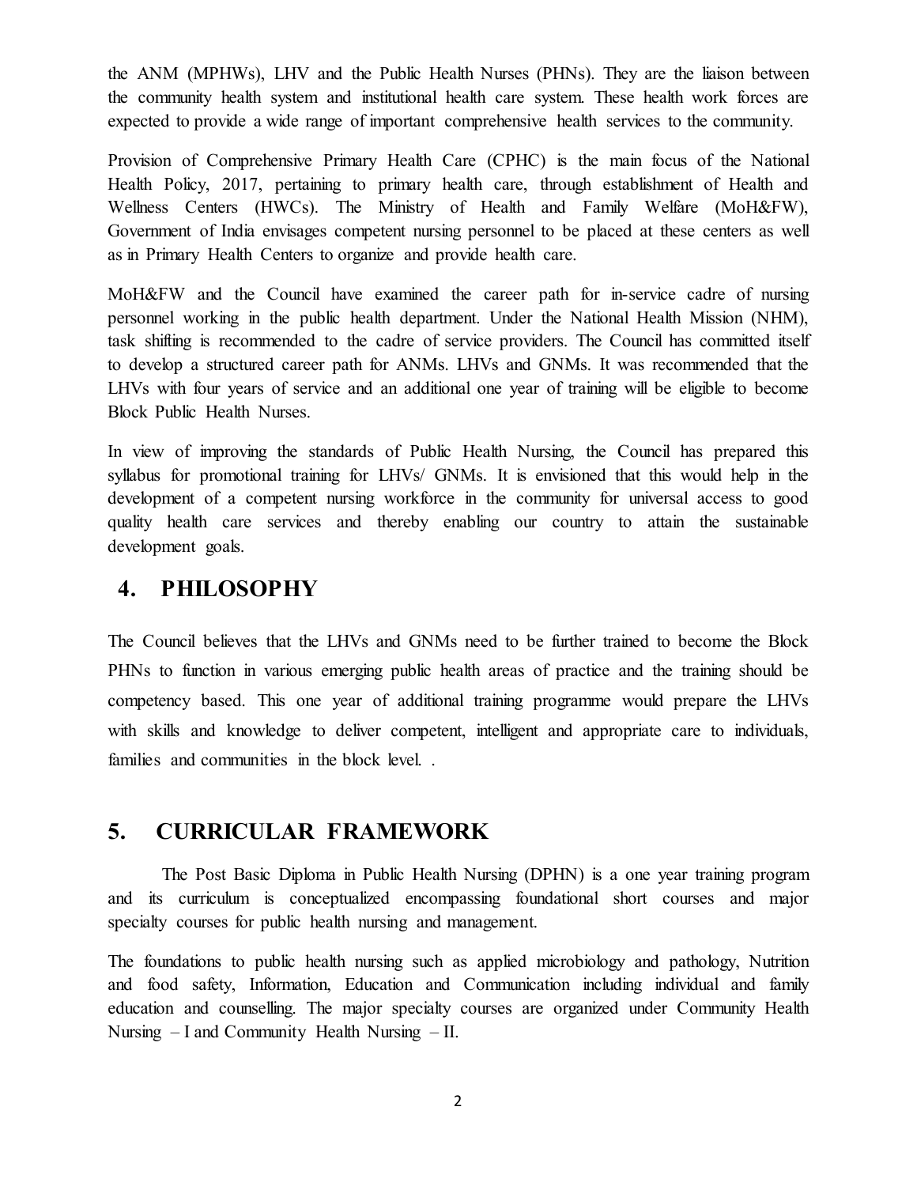the ANM (MPHWs), LHV and the Public Health Nurses (PHNs). They are the liaison between the community health system and institutional health care system. These health work forces are expected to provide a wide range of important comprehensive health services to the community.

Provision of Comprehensive Primary Health Care (CPHC) is the main focus of the National Health Policy, 2017, pertaining to primary health care, through establishment of Health and Wellness Centers (HWCs). The Ministry of Health and Family Welfare (MoH&FW), Government of India envisages competent nursing personnel to be placed at these centers as well as in Primary Health Centers to organize and provide health care.

MoH&FW and the Council have examined the career path for in-service cadre of nursing personnel working in the public health department. Under the National Health Mission (NHM), task shifting is recommended to the cadre of service providers. The Council has committed itself to develop a structured career path for ANMs. LHVs and GNMs. It was recommended that the LHVs with four years of service and an additional one year of training will be eligible to become Block Public Health Nurses.

In view of improving the standards of Public Health Nursing, the Council has prepared this syllabus for promotional training for LHVs/ GNMs. It is envisioned that this would help in the development of a competent nursing workforce in the community for universal access to good quality health care services and thereby enabling our country to attain the sustainable development goals.

## 4. PHILOSOPHY

The Council believes that the LHVs and GNMs need to be further trained to become the Block PHNs to function in various emerging public health areas of practice and the training should be competency based. This one year of additional training programme would prepare the LHVs with skills and knowledge to deliver competent, intelligent and appropriate care to individuals, families and communities in the block level. .

## 5. CURRICULAR FRAMEWORK

The Post Basic Diploma in Public Health Nursing (DPHN) is a one year training program and its curriculum is conceptualized encompassing foundational short courses and major specialty courses for public health nursing and management.

The foundations to public health nursing such as applied microbiology and pathology, Nutrition and food safety, Information, Education and Communication including individual and family education and counselling. The major specialty courses are organized under Community Health Nursing – I and Community Health Nursing – II.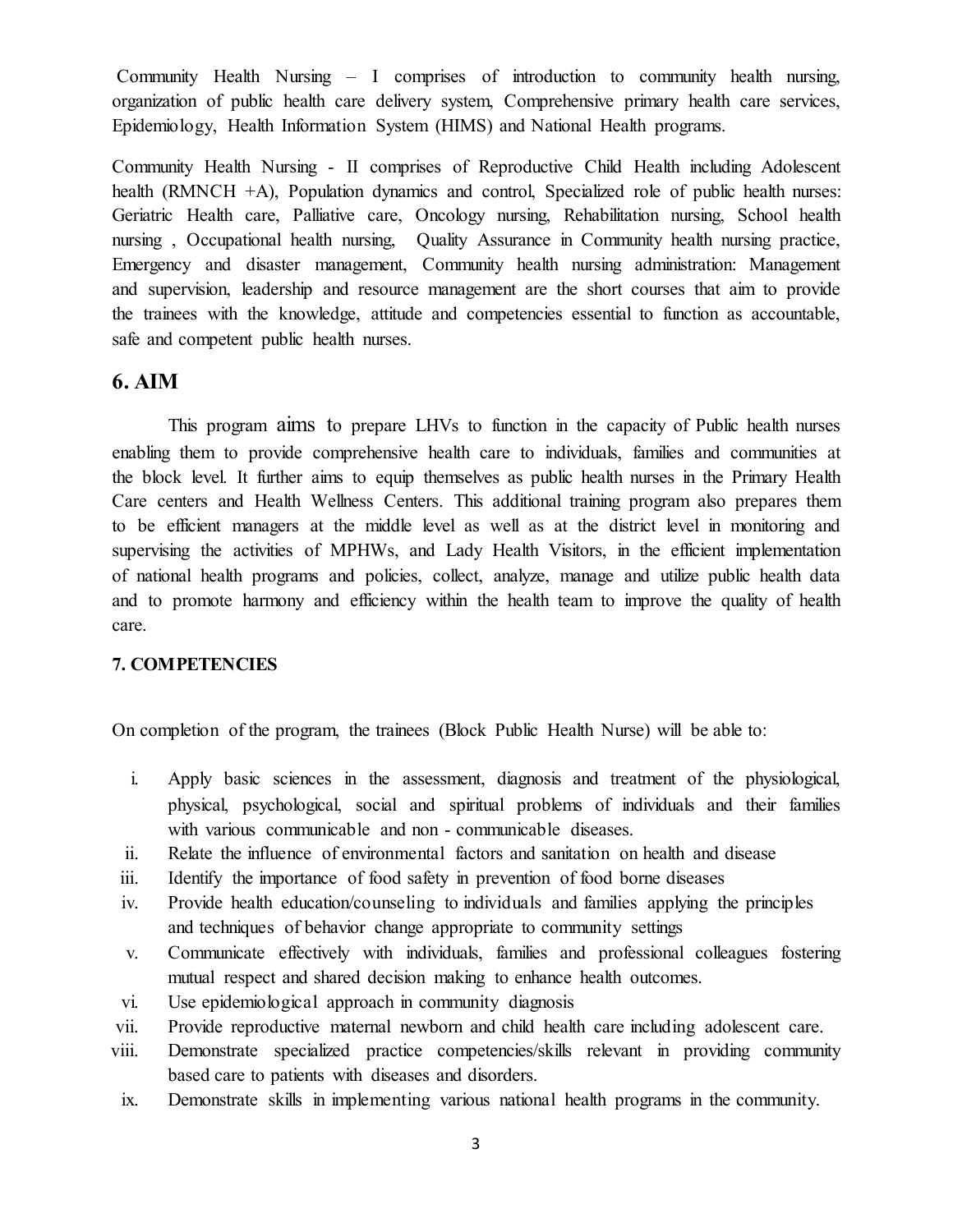Community Health Nursing – I comprises of introduction to community health nursing, organization of public health care delivery system, Comprehensive primary health care services, Epidemiology, Health Information System (HIMS) and National Health programs.

Community Health Nursing - II comprises of Reproductive Child Health including Adolescent health (RMNCH +A), Population dynamics and control, Specialized role of public health nurses: Geriatric Health care, Palliative care, Oncology nursing, Rehabilitation nursing, School health nursing , Occupational health nursing, Quality Assurance in Community health nursing practice, Emergency and disaster management, Community health nursing administration: Management and supervision, leadership and resource management are the short courses that aim to provide the trainees with the knowledge, attitude and competencies essential to function as accountable, safe and competent public health nurses.

## 6. AIM

This program aims to prepare LHVs to function in the capacity of Public health nurses enabling them to provide comprehensive health care to individuals, families and communities at the block level. It further aims to equip themselves as public health nurses in the Primary Health Care centers and Health Wellness Centers. This additional training program also prepares them to be efficient managers at the middle level as well as at the district level in monitoring and supervising the activities of MPHWs, and Lady Health Visitors, in the efficient implementation of national health programs and policies, collect, analyze, manage and utilize public health data and to promote harmony and efficiency within the health team to improve the quality of health care.

### 7. COMPETENCIES

On completion of the program, the trainees (Block Public Health Nurse) will be able to:

i. Apply basic sciences in the assessment, diagnosis and treatment of the physiological, physical, psychological, social and spiritual problems of individuals and their families with various communicable and non - communicable diseases.
ii. Relate the influence of environmental factors and sanitation on health and disease
iii. Identify the importance of food safety in prevention of food borne diseases
iv. Provide health education/counseling to individuals and families applying the principles and techniques of behavior change appropriate to community settings
v. Communicate effectively with individuals, families and professional colleagues fostering mutual respect and shared decision making to enhance health outcomes.
vi. Use epidemiological approach in community diagnosis
vii. Provide reproductive maternal newborn and child health care including adolescent care.
viii. Demonstrate specialized practice competencies/skills relevant in providing community based care to patients with diseases and disorders.
ix. Demonstrate skills in implementing various national health programs in the community.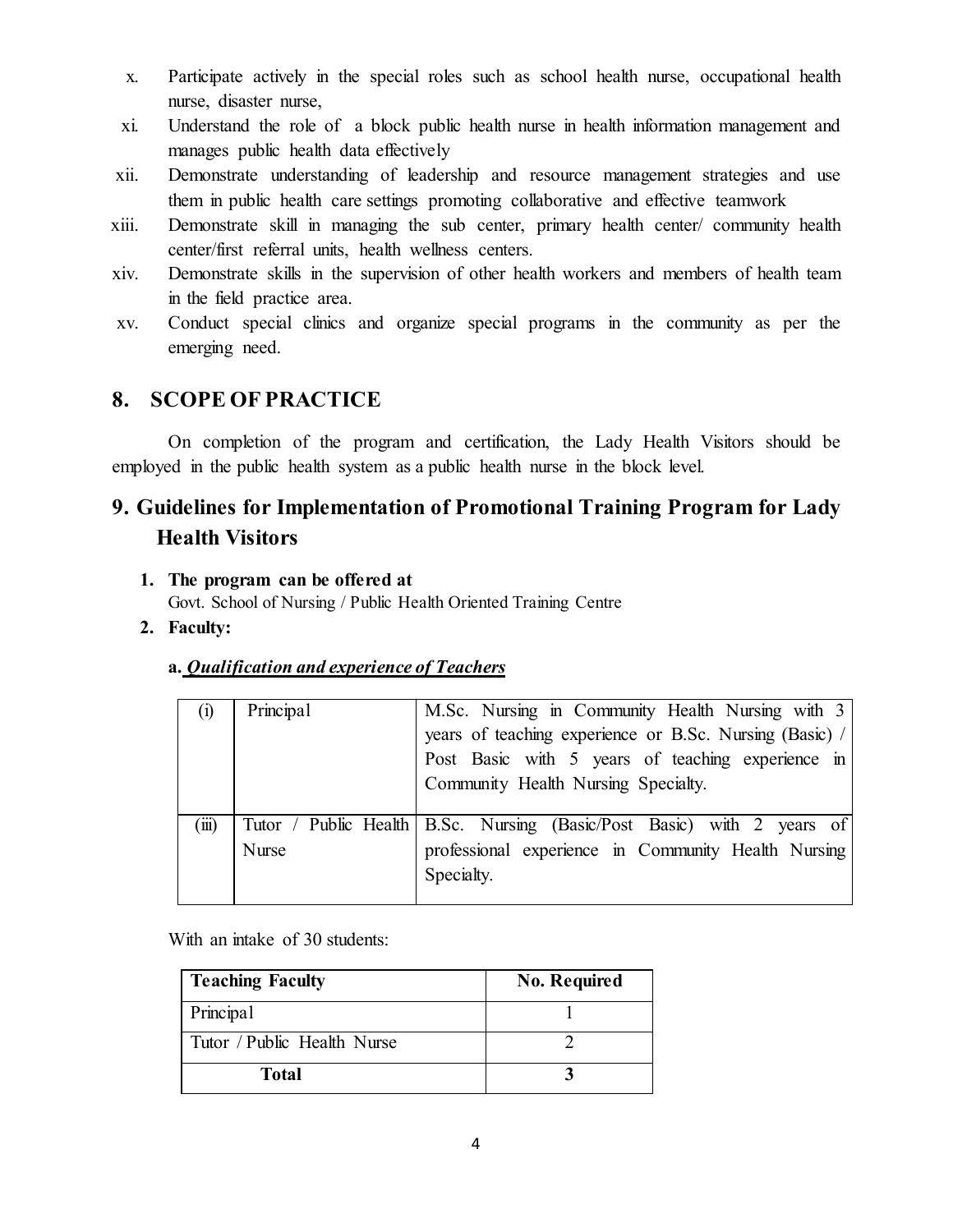x. Participate actively in the special roles such as school health nurse, occupational health nurse, disaster nurse,

xi. Understand the role of a block public health nurse in health information management and manages public health data effectively

xii. Demonstrate understanding of leadership and resource management strategies and use them in public health care settings promoting collaborative and effective teamwork

xiii. Demonstrate skill in managing the sub center, primary health center/ community health center/first referral units, health wellness centers.

xiv. Demonstrate skills in the supervision of other health workers and members of health team in the field practice area.

xv. Conduct special clinics and organize special programs in the community as per the emerging need.

## 8. SCOPE OF PRACTICE

On completion of the program and certification, the Lady Health Visitors should be employed in the public health system as a public health nurse in the block level.

## 9. Guidelines for Implementation of Promotional Training Program for Lady Health Visitors

1. **The program can be offered at**
   Govt. School of Nursing / Public Health Oriented Training Centre

2. **Faculty:**

   **a. *Qualification and experience of Teachers***

| | | |
|---|---|---|
| (i) | Principal | M.Sc. Nursing in Community Health Nursing with 3 years of teaching experience or B.Sc. Nursing (Basic) / Post Basic with 5 years of teaching experience in Community Health Nursing Specialty. |
| (iii) | Tutor / Public Health Nurse | B.Sc. Nursing (Basic/Post Basic) with 2 years of professional experience in Community Health Nursing Specialty. |

With an intake of 30 students:

| Teaching Faculty | No. Required |
|---|---|
| Principal | 1 |
| Tutor / Public Health Nurse | 2 |
| **Total** | **3** |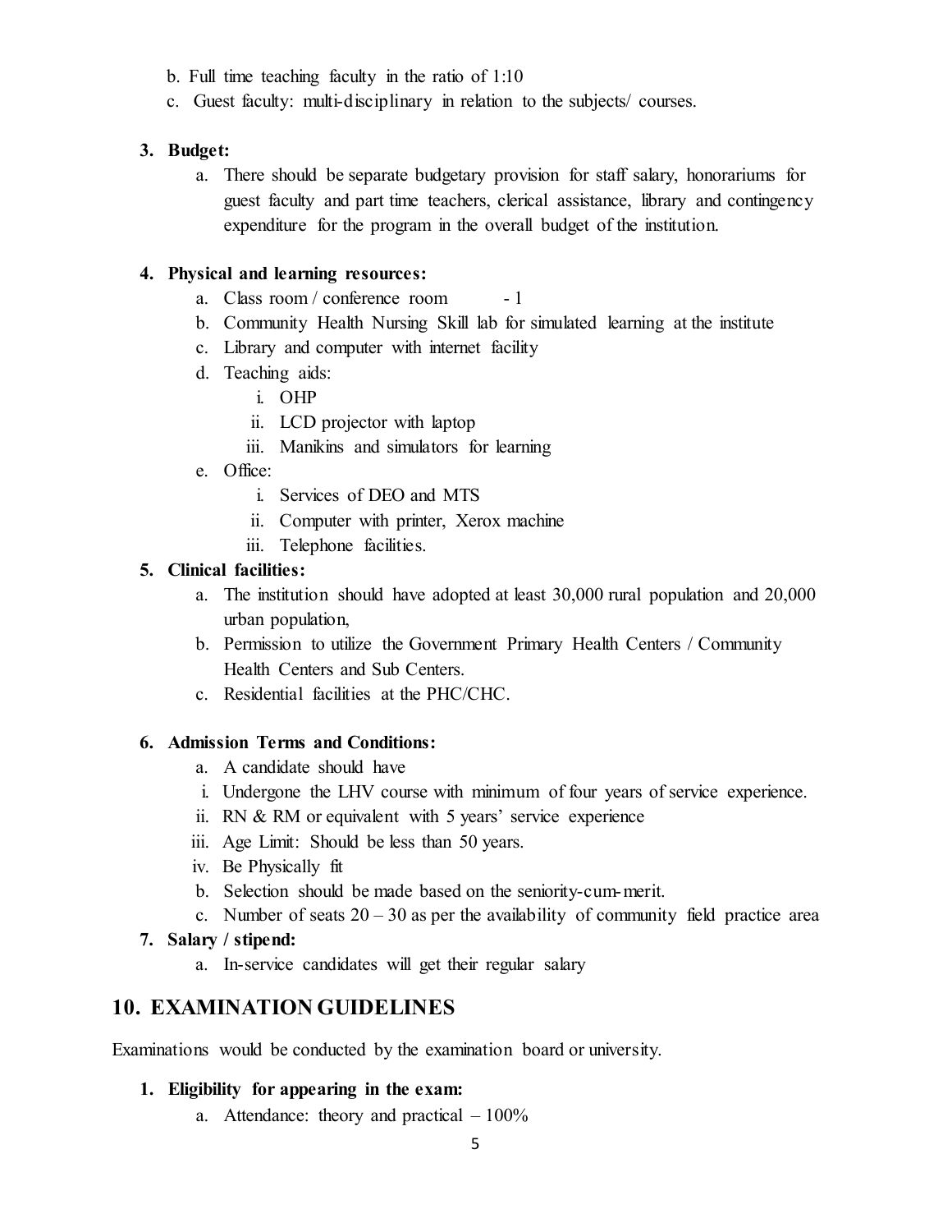b. Full time teaching faculty in the ratio of 1:10

c. Guest faculty: multi-disciplinary in relation to the subjects/ courses.

3. **Budget:**
    a. There should be separate budgetary provision for staff salary, honorariums for guest faculty and part time teachers, clerical assistance, library and contingency expenditure for the program in the overall budget of the institution.

4. **Physical and learning resources:**
    a. Class room / conference room - 1
    b. Community Health Nursing Skill lab for simulated learning at the institute
    c. Library and computer with internet facility
    d. Teaching aids:
        i. OHP
        ii. LCD projector with laptop
        iii. Manikins and simulators for learning
    e. Office:
        i. Services of DEO and MTS
        ii. Computer with printer, Xerox machine
        iii. Telephone facilities.

5. **Clinical facilities:**
    a. The institution should have adopted at least 30,000 rural population and 20,000 urban population,
    b. Permission to utilize the Government Primary Health Centers / Community Health Centers and Sub Centers.
    c. Residential facilities at the PHC/CHC.

6. **Admission Terms and Conditions:**
    a. A candidate should have
        i. Undergone the LHV course with minimum of four years of service experience.
        ii. RN & RM or equivalent with 5 years' service experience
        iii. Age Limit: Should be less than 50 years.
        iv. Be Physically fit
    b. Selection should be made based on the seniority-cum-merit.
    c. Number of seats 20 – 30 as per the availability of community field practice area

7. **Salary / stipend:**
    a. In-service candidates will get their regular salary

## 10. EXAMINATION GUIDELINES

Examinations would be conducted by the examination board or university.

1. **Eligibility for appearing in the exam:**
    a. Attendance: theory and practical – 100%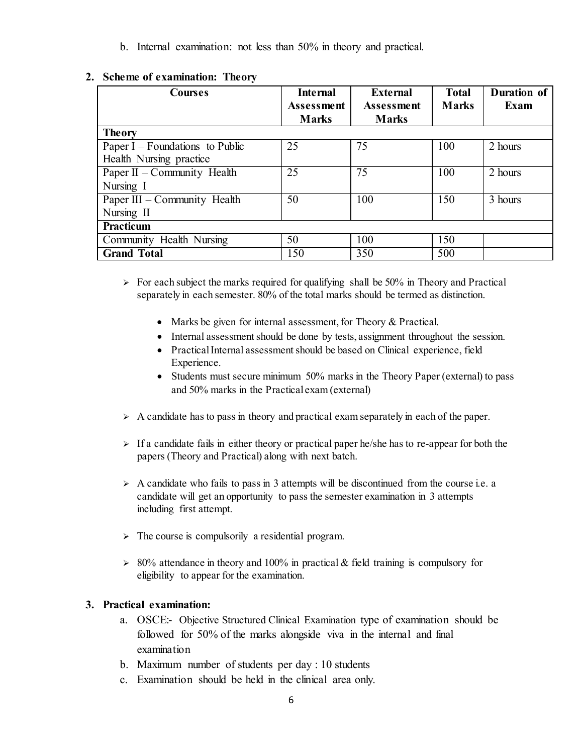b. Internal examination: not less than 50% in theory and practical.

## 2. Scheme of examination: Theory

| Courses | Internal Assessment Marks | External Assessment Marks | Total Marks | Duration of Exam |
|---|---|---|---|---|
| **Theory** | | | | |
| Paper I – Foundations to Public Health Nursing practice | 25 | 75 | 100 | 2 hours |
| Paper II – Community Health Nursing I | 25 | 75 | 100 | 2 hours |
| Paper III – Community Health Nursing II | 50 | 100 | 150 | 3 hours |
| **Practicum** | | | | |
| Community Health Nursing | 50 | 100 | 150 | |
| **Grand Total** | 150 | 350 | 500 | |

- For each subject the marks required for qualifying shall be 50% in Theory and Practical separately in each semester. 80% of the total marks should be termed as distinction.
  - Marks be given for internal assessment, for Theory & Practical.
  - Internal assessment should be done by tests, assignment throughout the session.
  - Practical Internal assessment should be based on Clinical experience, field Experience.
  - Students must secure minimum 50% marks in the Theory Paper (external) to pass and 50% marks in the Practical exam (external)
- A candidate has to pass in theory and practical exam separately in each of the paper.
- If a candidate fails in either theory or practical paper he/she has to re-appear for both the papers (Theory and Practical) along with next batch.
- A candidate who fails to pass in 3 attempts will be discontinued from the course i.e. a candidate will get an opportunity to pass the semester examination in 3 attempts including first attempt.
- The course is compulsorily a residential program.
- 80% attendance in theory and 100% in practical & field training is compulsory for eligibility to appear for the examination.

## 3. Practical examination:

a. OSCE:- Objective Structured Clinical Examination type of examination should be followed for 50% of the marks alongside viva in the internal and final examination

b. Maximum number of students per day : 10 students

c. Examination should be held in the clinical area only.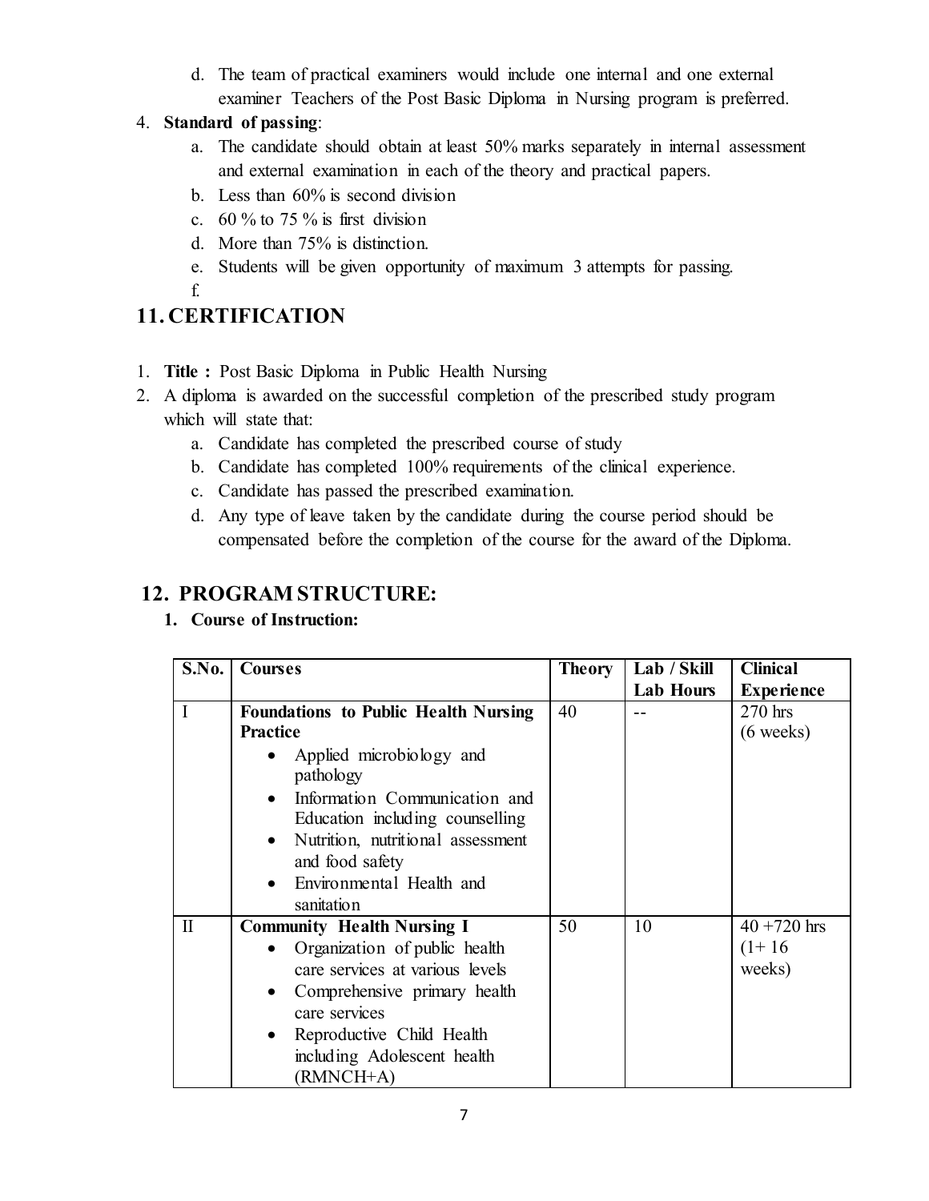d. The team of practical examiners would include one internal and one external examiner Teachers of the Post Basic Diploma in Nursing program is preferred.

4. **Standard of passing**:
   a. The candidate should obtain at least 50% marks separately in internal assessment and external examination in each of the theory and practical papers.
   b. Less than 60% is second division
   c. 60 % to 75 % is first division
   d. More than 75% is distinction.
   e. Students will be given opportunity of maximum 3 attempts for passing.
   f.

## 11. CERTIFICATION

1. **Title :** Post Basic Diploma in Public Health Nursing
2. A diploma is awarded on the successful completion of the prescribed study program which will state that:
   a. Candidate has completed the prescribed course of study
   b. Candidate has completed 100% requirements of the clinical experience.
   c. Candidate has passed the prescribed examination.
   d. Any type of leave taken by the candidate during the course period should be compensated before the completion of the course for the award of the Diploma.

## 12. PROGRAM STRUCTURE:

**1. Course of Instruction:**

| S.No. | Courses | Theory | Lab / Skill Lab Hours | Clinical Experience |
|---|---|---|---|---|
| I | **Foundations to Public Health Nursing Practice**<br>• Applied microbiology and pathology<br>• Information Communication and Education including counselling<br>• Nutrition, nutritional assessment and food safety<br>• Environmental Health and sanitation | 40 | -- | 270 hrs (6 weeks) |
| II | **Community Health Nursing I**<br>• Organization of public health care services at various levels<br>• Comprehensive primary health care services<br>• Reproductive Child Health including Adolescent health (RMNCH+A) | 50 | 10 | 40 +720 hrs (1+ 16 weeks) |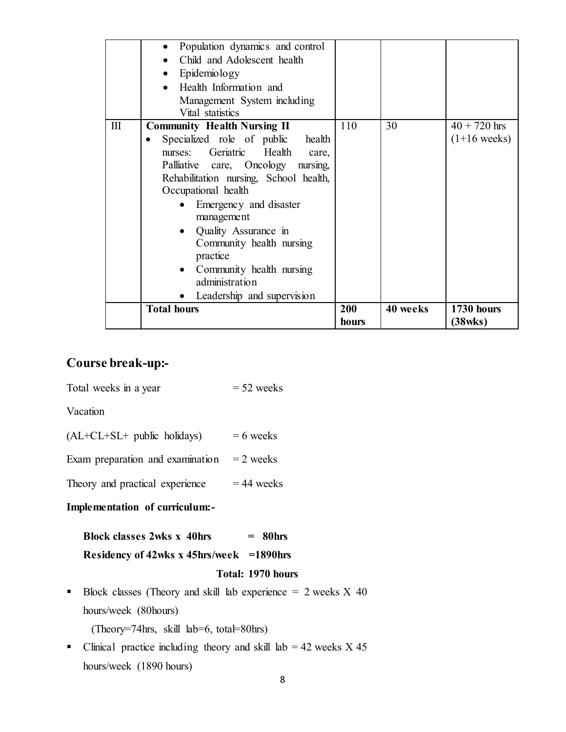| | | | | |
|---|---|---|---|---|
| | • Population dynamics and control<br>• Child and Adolescent health<br>• Epidemiology<br>• Health Information and Management System including Vital statistics | | | |
| III | **Community Health Nursing II**<br>• Specialized role of public health nurses: Geriatric Health care, Palliative care, Oncology nursing, Rehabilitation nursing, School health, Occupational health<br>• Emergency and disaster management<br>• Quality Assurance in Community health nursing practice<br>• Community health nursing administration<br>• Leadership and supervision | 110 | 30 | 40 + 720 hrs (1+16 weeks) |
| | **Total hours** | **200 hours** | **40 weeks** | **1730 hours (38wks)** |

## Course break-up:-

Total weeks in a year = 52 weeks

Vacation

(AL+CL+SL+ public holidays) = 6 weeks

Exam preparation and examination = 2 weeks

Theory and practical experience = 44 weeks

**Implementation of curriculum:-**

**Block classes 2wks x 40hrs = 80hrs**

**Residency of 42wks x 45hrs/week =1890hrs**

**Total: 1970 hours**

- Block classes (Theory and skill lab experience = 2 weeks X 40 hours/week (80hours)

  (Theory=74hrs, skill lab=6, total=80hrs)
- Clinical practice including theory and skill lab = 42 weeks X 45 hours/week (1890 hours)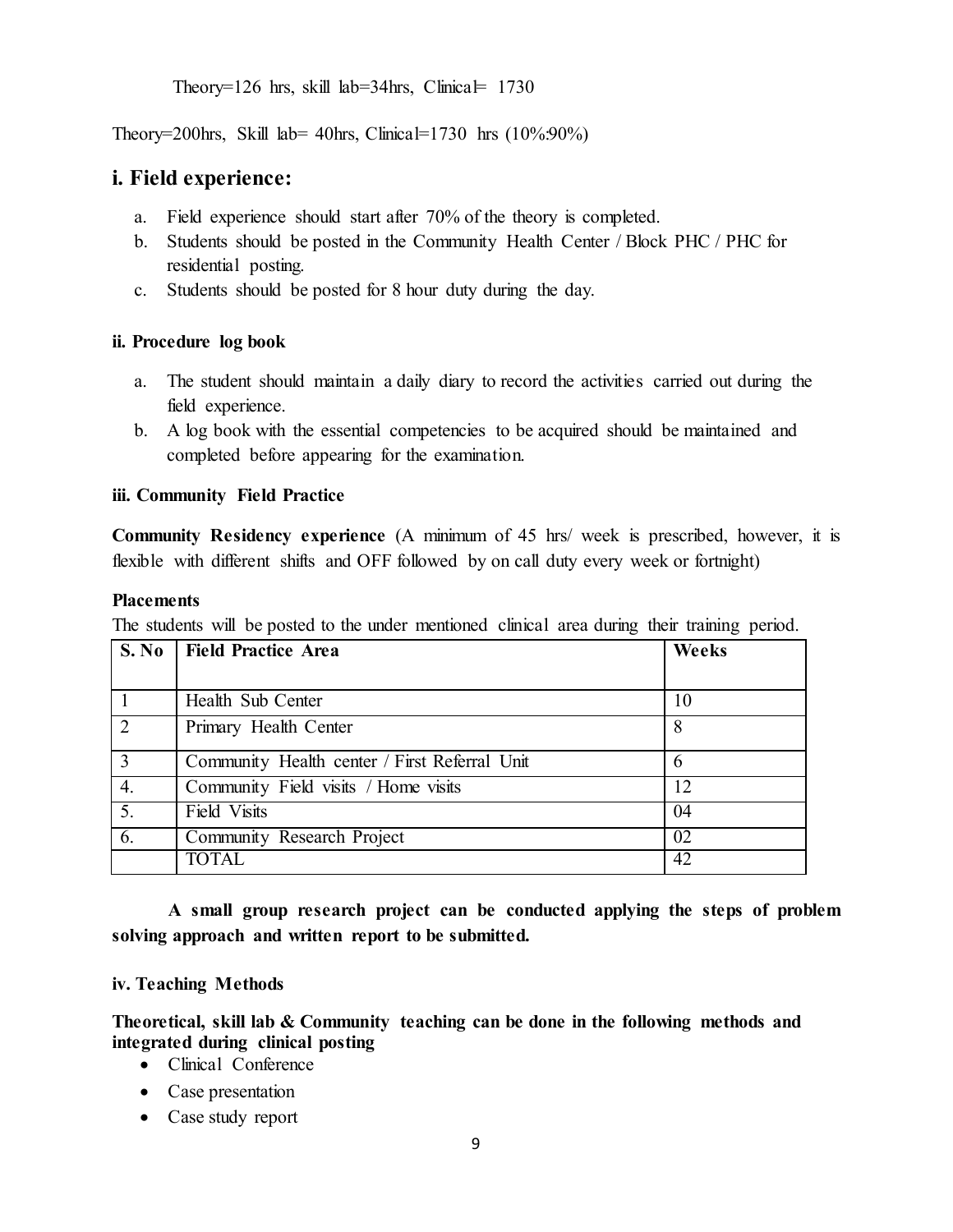Theory=126 hrs, skill lab=34hrs, Clinical= 1730

Theory=200hrs, Skill lab= 40hrs, Clinical=1730 hrs (10%:90%)

## i. Field experience:

a. Field experience should start after 70% of the theory is completed.
b. Students should be posted in the Community Health Center / Block PHC / PHC for residential posting.
c. Students should be posted for 8 hour duty during the day.

#### ii. Procedure log book

a. The student should maintain a daily diary to record the activities carried out during the field experience.
b. A log book with the essential competencies to be acquired should be maintained and completed before appearing for the examination.

#### iii. Community Field Practice

**Community Residency experience** (A minimum of 45 hrs/ week is prescribed, however, it is flexible with different shifts and OFF followed by on call duty every week or fortnight)

**Placements**

The students will be posted to the under mentioned clinical area during their training period.

| S. No | Field Practice Area | Weeks |
|---|---|---|
| 1 | Health Sub Center | 10 |
| 2 | Primary Health Center | 8 |
| 3 | Community Health center / First Referral Unit | 6 |
| 4. | Community Field visits / Home visits | 12 |
| 5. | Field Visits | 04 |
| 6. | Community Research Project | 02 |
| | TOTAL | 42 |

**A small group research project can be conducted applying the steps of problem solving approach and written report to be submitted.**

#### iv. Teaching Methods

**Theoretical, skill lab & Community teaching can be done in the following methods and integrated during clinical posting**

- Clinical Conference
- Case presentation
- Case study report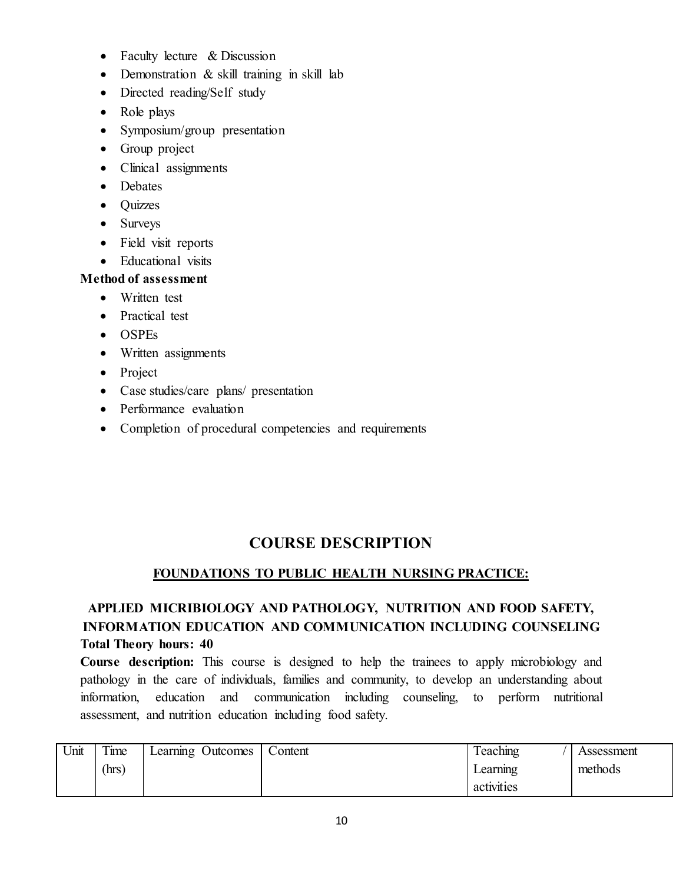- Faculty lecture & Discussion
- Demonstration & skill training in skill lab
- Directed reading/Self study
- Role plays
- Symposium/group presentation
- Group project
- Clinical assignments
- Debates
- Quizzes
- Surveys
- Field visit reports
- Educational visits

**Method of assessment**

- Written test
- Practical test
- OSPEs
- Written assignments
- Project
- Case studies/care plans/ presentation
- Performance evaluation
- Completion of procedural competencies and requirements

## COURSE DESCRIPTION

### FOUNDATIONS TO PUBLIC HEALTH NURSING PRACTICE:

### APPLIED MICRIBIOLOGY AND PATHOLOGY, NUTRITION AND FOOD SAFETY, INFORMATION EDUCATION AND COMMUNICATION INCLUDING COUNSELING

**Total Theory hours: 40**

**Course description:** This course is designed to help the trainees to apply microbiology and pathology in the care of individuals, families and community, to develop an understanding about information, education and communication including counseling, to perform nutritional assessment, and nutrition education including food safety.

| Unit | Time (hrs) | Learning Outcomes | Content | Teaching / Learning activities | Assessment methods |
|---|---|---|---|---|---|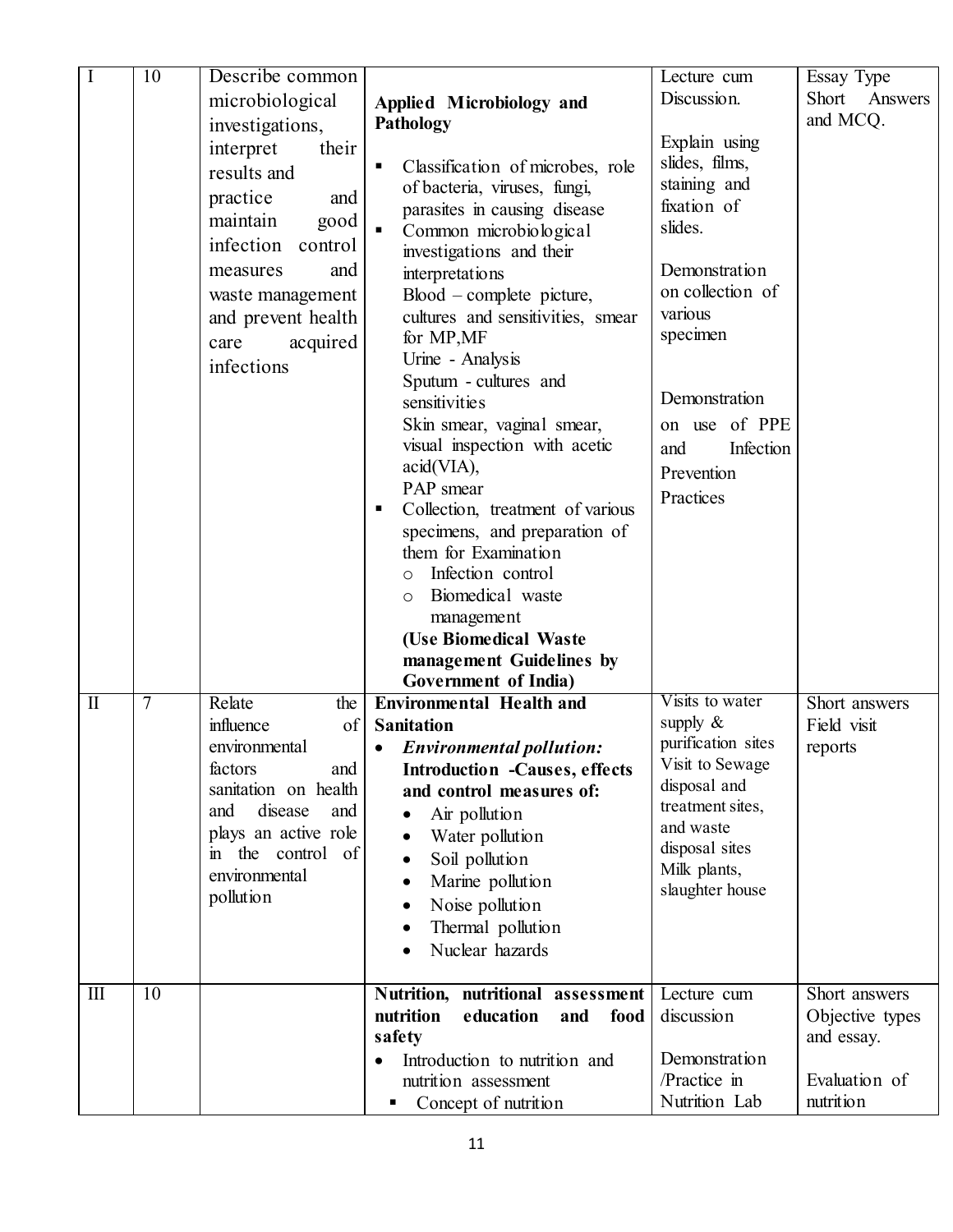| I | 10 | Describe common microbiological investigations, interpret their results and practice and maintain good infection control measures and waste management and prevent health care acquired infections | **Applied Microbiology and Pathology**<br>▪ Classification of microbes, role of bacteria, viruses, fungi, parasites in causing disease<br>▪ Common microbiological investigations and their interpretations<br>Blood – complete picture, cultures and sensitivities, smear for MP,MF<br>Urine - Analysis<br>Sputum - cultures and sensitivities<br>Skin smear, vaginal smear, visual inspection with acetic acid(VIA),<br>PAP smear<br>▪ Collection, treatment of various specimens, and preparation of them for Examination<br>o Infection control<br>o Biomedical waste management<br>**(Use Biomedical Waste management Guidelines by Government of India)** | Lecture cum Discussion.<br><br>Explain using slides, films, staining and fixation of slides.<br><br>Demonstration on collection of various specimen<br><br>Demonstration on use of PPE and Infection Prevention Practices | Essay Type Short Answers and MCQ. |
|---|---|---|---|---|---|
| II | 7 | Relate the influence of environmental factors and sanitation on health and disease and plays an active role in the control of environmental pollution | **Environmental Health and Sanitation**<br>• ***Environmental pollution:*** **Introduction -Causes, effects and control measures of:**<br>• Air pollution<br>• Water pollution<br>• Soil pollution<br>• Marine pollution<br>• Noise pollution<br>• Thermal pollution<br>• Nuclear hazards | Visits to water supply & purification sites<br>Visit to Sewage disposal and treatment sites, and waste disposal sites<br>Milk plants, slaughter house | Short answers<br>Field visit reports |
| III | 10 | | **Nutrition, nutritional assessment nutrition education and food safety**<br>• Introduction to nutrition and nutrition assessment<br>▪ Concept of nutrition | Lecture cum discussion<br><br>Demonstration /Practice in Nutrition Lab | Short answers<br>Objective types and essay.<br><br>Evaluation of nutrition |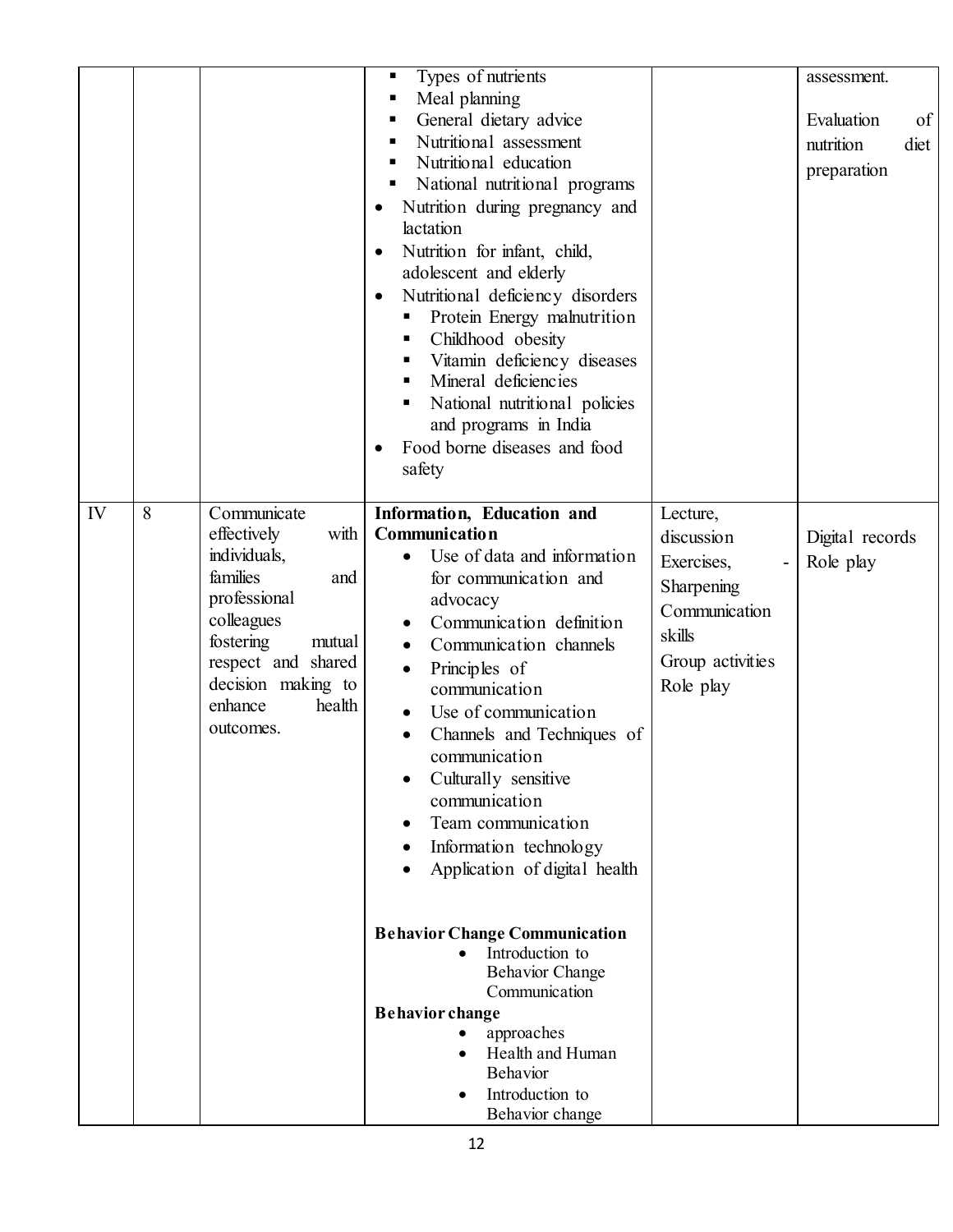| | | | | | |
|---|---|---|---|---|---|
| | | | ▪ Types of nutrients<br>▪ Meal planning<br>▪ General dietary advice<br>▪ Nutritional assessment<br>▪ Nutritional education<br>▪ National nutritional programs<br>• Nutrition during pregnancy and lactation<br>• Nutrition for infant, child, adolescent and elderly<br>• Nutritional deficiency disorders<br>▪ Protein Energy malnutrition<br>▪ Childhood obesity<br>▪ Vitamin deficiency diseases<br>▪ Mineral deficiencies<br>▪ National nutritional policies and programs in India<br>• Food borne diseases and food safety | | assessment.<br><br>Evaluation of nutrition diet preparation |
| IV | 8 | Communicate effectively with individuals, families and professional colleagues fostering mutual respect and shared decision making to enhance health outcomes. | **Information, Education and Communication**<br>• Use of data and information for communication and advocacy<br>• Communication definition<br>• Communication channels<br>• Principles of communication<br>• Use of communication<br>• Channels and Techniques of communication<br>• Culturally sensitive communication<br>• Team communication<br>• Information technology<br>• Application of digital health<br><br>**Behavior Change Communication**<br>• Introduction to Behavior Change Communication<br>**Behavior change**<br>• approaches<br>• Health and Human Behavior<br>• Introduction to Behavior change | Lecture, discussion<br>Exercises, - Sharpening Communication skills<br>Group activities<br>Role play | Digital records<br>Role play |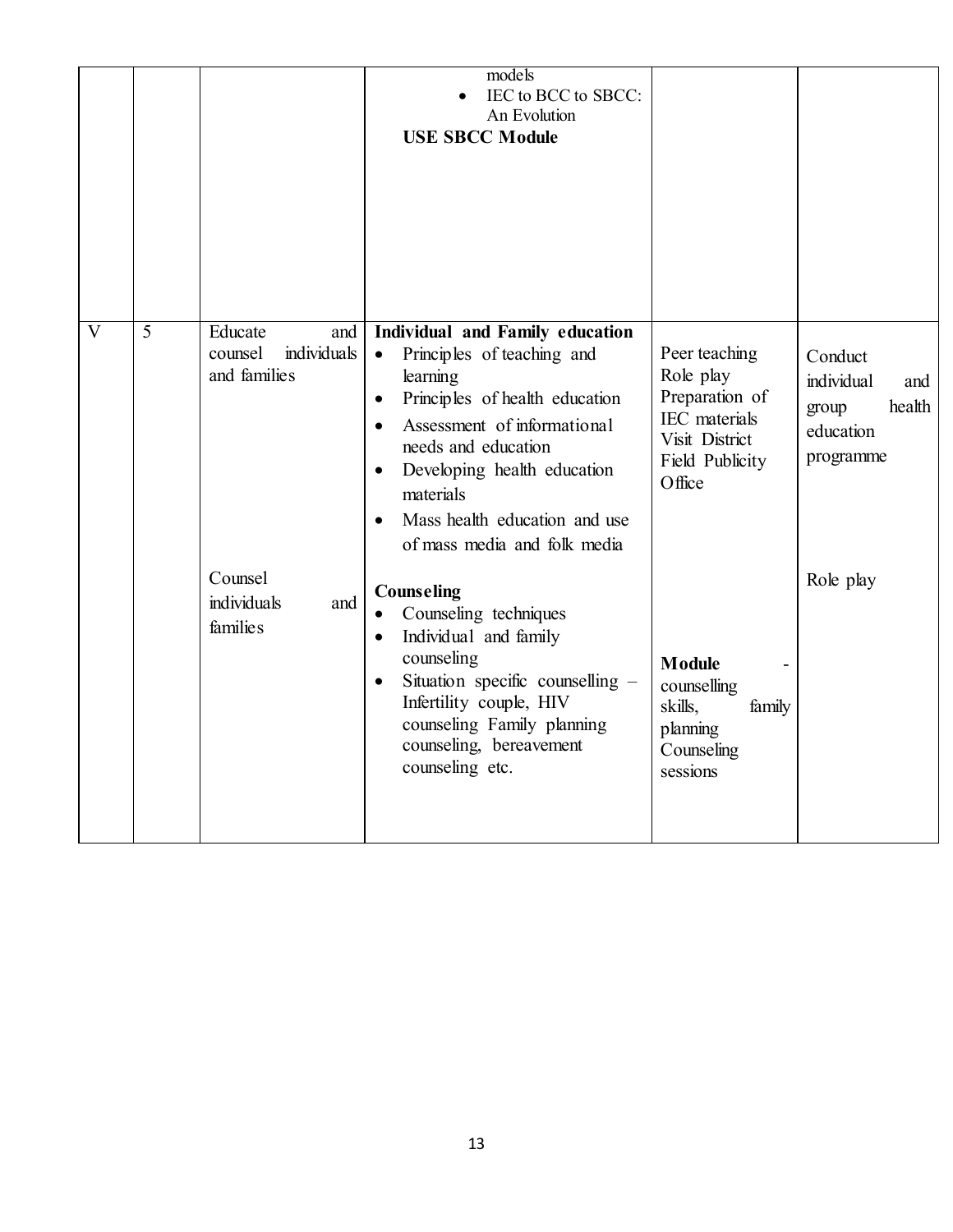| | | | | | |
|---|---|---|---|---|---|
| | | | models<br>• IEC to BCC to SBCC: An Evolution<br>**USE SBCC Module** | | |
| V | 5 | Educate and counsel individuals and families<br><br>Counsel individuals and families | **Individual and Family education**<br>• Principles of teaching and learning<br>• Principles of health education<br>• Assessment of informational needs and education<br>• Developing health education materials<br>• Mass health education and use of mass media and folk media<br><br>**Counseling**<br>• Counseling techniques<br>• Individual and family counseling<br>• Situation specific counselling – Infertility couple, HIV counseling Family planning counseling, bereavement counseling etc. | Peer teaching<br>Role play<br>Preparation of IEC materials<br>Visit District Field Publicity Office<br><br>**Module** - counselling skills, family planning Counseling sessions | Conduct individual and group health education programme<br><br>Role play |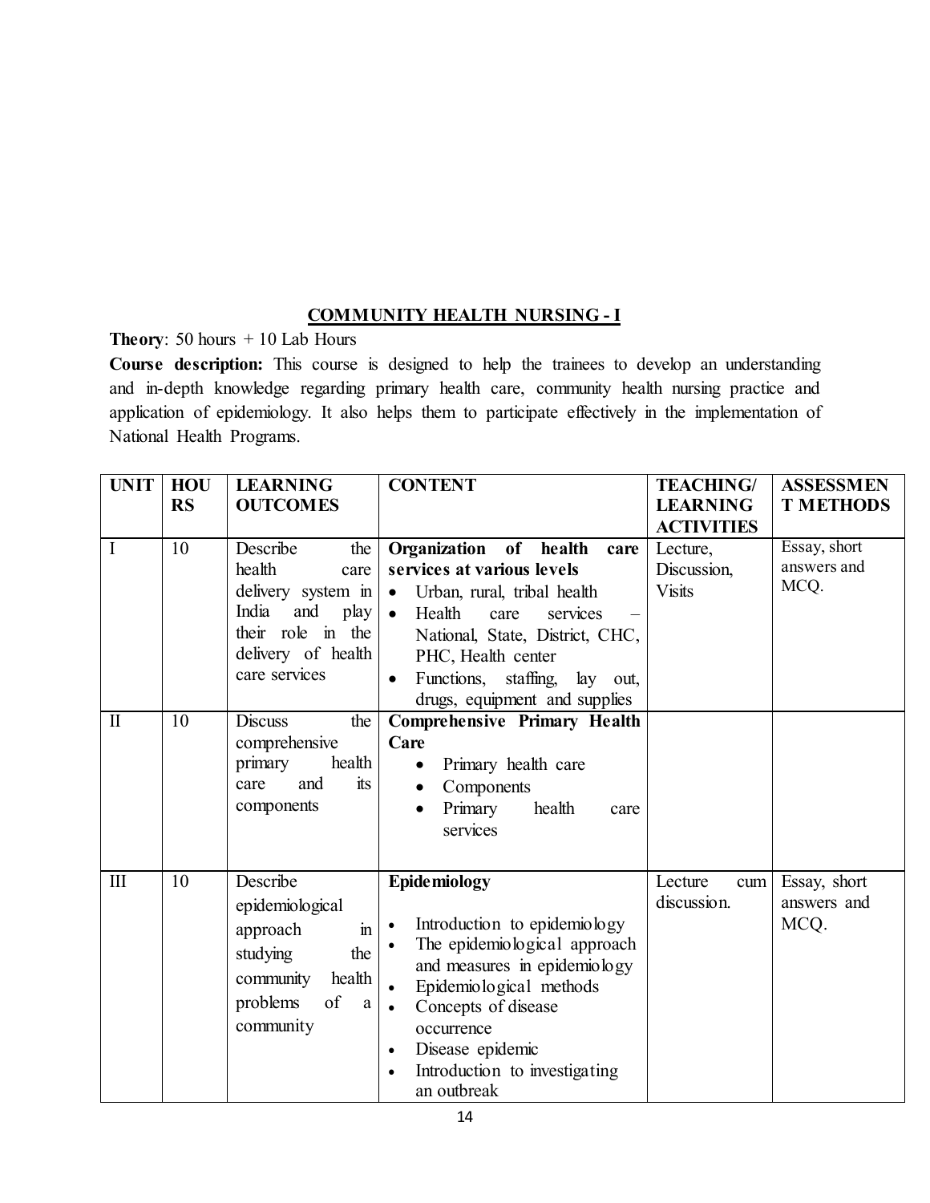## COMMUNITY HEALTH NURSING - I

**Theory**: 50 hours + 10 Lab Hours

**Course description:** This course is designed to help the trainees to develop an understanding and in-depth knowledge regarding primary health care, community health nursing practice and application of epidemiology. It also helps them to participate effectively in the implementation of National Health Programs.

| UNIT | HOURS | LEARNING OUTCOMES | CONTENT | TEACHING/ LEARNING ACTIVITIES | ASSESSMENT METHODS |
|---|---|---|---|---|---|
| I | 10 | Describe the health care delivery system in India and play their role in the delivery of health care services | **Organization of health care services at various levels**<br>• Urban, rural, tribal health<br>• Health care services – National, State, District, CHC, PHC, Health center<br>• Functions, staffing, lay out, drugs, equipment and supplies | Lecture, Discussion, Visits | Essay, short answers and MCQ. |
| II | 10 | Discuss the comprehensive primary health care and its components | **Comprehensive Primary Health Care**<br>• Primary health care<br>• Components<br>• Primary health care services | | |
| III | 10 | Describe epidemiological approach in studying the community health problems of a community | **Epidemiology**<br>• Introduction to epidemiology<br>• The epidemiological approach and measures in epidemiology<br>• Epidemiological methods<br>• Concepts of disease occurrence<br>• Disease epidemic<br>• Introduction to investigating an outbreak | Lecture cum discussion. | Essay, short answers and MCQ. |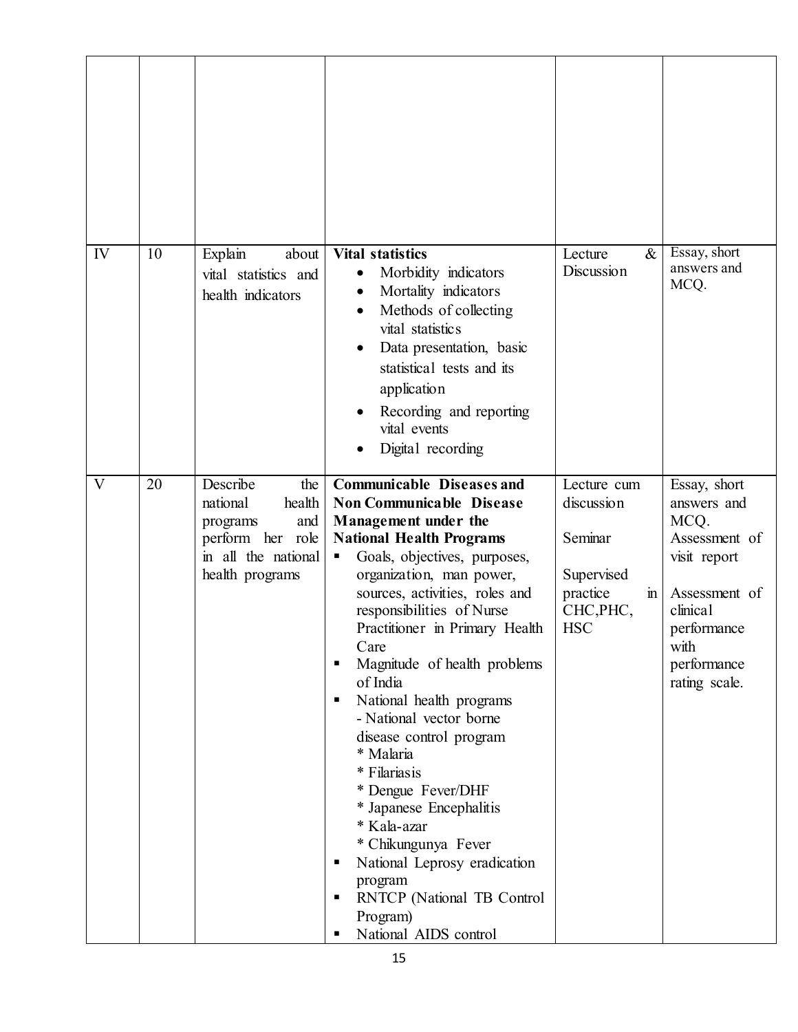| | | | | | |
|---|---|---|---|---|---|
| | | | | | |
| IV | 10 | Explain about vital statistics and health indicators | **Vital statistics**<br>• Morbidity indicators<br>• Mortality indicators<br>• Methods of collecting vital statistics<br>• Data presentation, basic statistical tests and its application<br>• Recording and reporting vital events<br>• Digital recording | Lecture & Discussion | Essay, short answers and MCQ. |
| V | 20 | Describe the national health programs and perform her role in all the national health programs | **Communicable Diseases and Non Communicable Disease Management under the National Health Programs**<br>▪ Goals, objectives, purposes, organization, man power, sources, activities, roles and responsibilities of Nurse Practitioner in Primary Health Care<br>▪ Magnitude of health problems of India<br>▪ National health programs<br>- National vector borne disease control program<br>* Malaria<br>* Filariasis<br>* Dengue Fever/DHF<br>* Japanese Encephalitis<br>* Kala-azar<br>* Chikungunya Fever<br>▪ National Leprosy eradication program<br>▪ RNTCP (National TB Control Program)<br>▪ National AIDS control | Lecture cum discussion<br><br>Seminar<br><br>Supervised practice in CHC,PHC, HSC | Essay, short answers and MCQ.<br>Assessment of visit report<br><br>Assessment of clinical performance with performance rating scale. |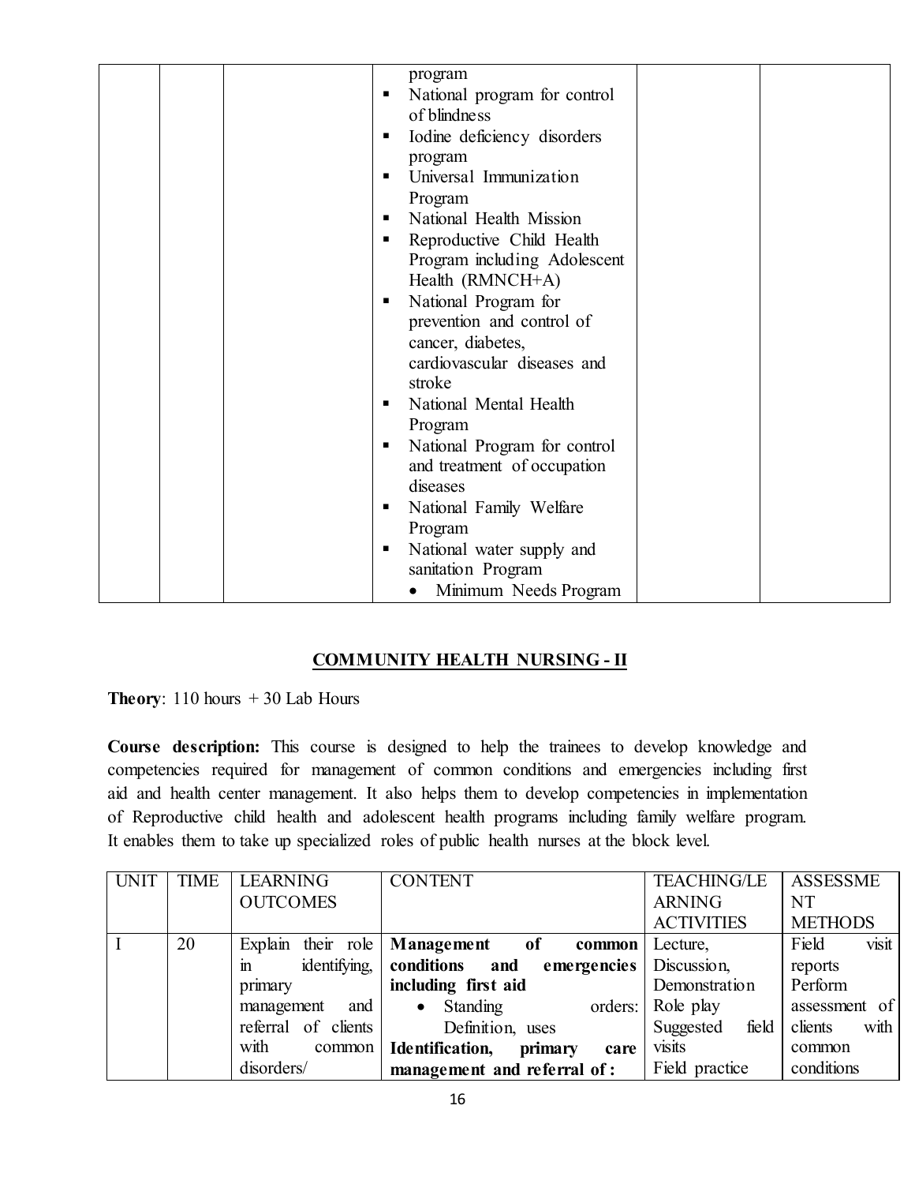| | | | program<br>▪ National program for control of blindness<br>▪ Iodine deficiency disorders program<br>▪ Universal Immunization Program<br>▪ National Health Mission<br>▪ Reproductive Child Health Program including Adolescent Health (RMNCH+A)<br>▪ National Program for prevention and control of cancer, diabetes, cardiovascular diseases and stroke<br>▪ National Mental Health Program<br>▪ National Program for control and treatment of occupation diseases<br>▪ National Family Welfare Program<br>▪ National water supply and sanitation Program<br>• Minimum Needs Program | | |
|---|---|---|---|---|---|

## COMMUNITY HEALTH NURSING - II

**Theory**: 110 hours + 30 Lab Hours

**Course description:** This course is designed to help the trainees to develop knowledge and competencies required for management of common conditions and emergencies including first aid and health center management. It also helps them to develop competencies in implementation of Reproductive child health and adolescent health programs including family welfare program. It enables them to take up specialized roles of public health nurses at the block level.

| UNIT | TIME | LEARNING OUTCOMES | CONTENT | TEACHING/LEARNING ACTIVITIES | ASSESSMENT METHODS |
|---|---|---|---|---|---|
| I | 20 | Explain their role in identifying, primary management and referral of clients with common disorders/ | **Management of common conditions and emergencies including first aid**<br>• Standing orders: Definition, uses<br>**Identification, primary care management and referral of :** | Lecture,<br>Discussion,<br>Demonstration<br>Role play<br>Suggested field visits<br>Field practice | Field visit reports<br>Perform assessment of clients with common conditions |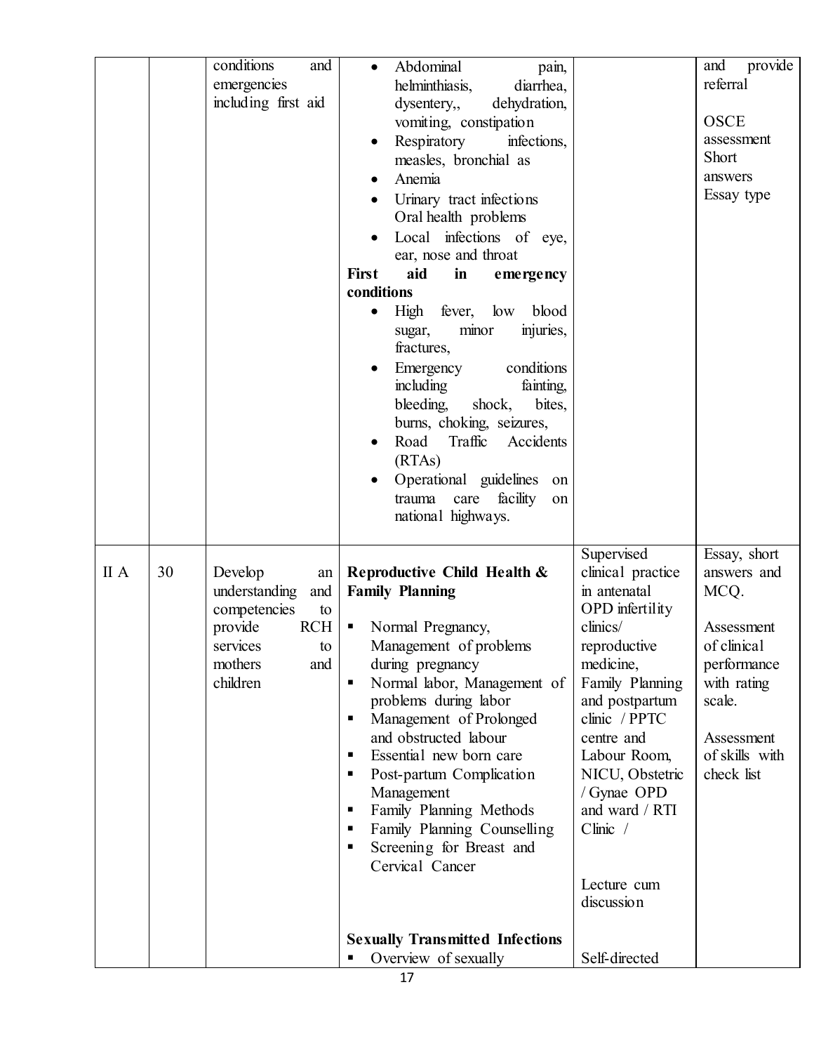| | | | | | |
|---|---|---|---|---|---|
| | | conditions and emergencies including first aid | • Abdominal pain, helminthiasis, diarrhea, dysentery,, dehydration, vomiting, constipation<br>• Respiratory infections, measles, bronchial as<br>• Anemia<br>• Urinary tract infections Oral health problems<br>• Local infections of eye, ear, nose and throat<br>**First aid in emergency conditions**<br>• High fever, low blood sugar, minor injuries, fractures,<br>• Emergency conditions including fainting, bleeding, shock, bites, burns, choking, seizures,<br>• Road Traffic Accidents (RTAs)<br>• Operational guidelines on trauma care facility on national highways. | | and provide referral<br><br>OSCE assessment Short answers Essay type |
| II A | 30 | Develop an understanding and competencies to provide RCH services to mothers and children | **Reproductive Child Health & Family Planning**<br>▪ Normal Pregnancy, Management of problems during pregnancy<br>▪ Normal labor, Management of problems during labor<br>▪ Management of Prolonged and obstructed labour<br>▪ Essential new born care<br>▪ Post-partum Complication Management<br>▪ Family Planning Methods<br>▪ Family Planning Counselling<br>▪ Screening for Breast and Cervical Cancer<br><br>**Sexually Transmitted Infections**<br>▪ Overview of sexually | Supervised clinical practice in antenatal OPD infertility clinics/ reproductive medicine, Family Planning and postpartum clinic / PPTC centre and Labour Room, NICU, Obstetric / Gynae OPD and ward / RTI Clinic /<br><br>Lecture cum discussion<br><br>Self-directed | Essay, short answers and MCQ.<br><br>Assessment of clinical performance with rating scale.<br><br>Assessment of skills with check list |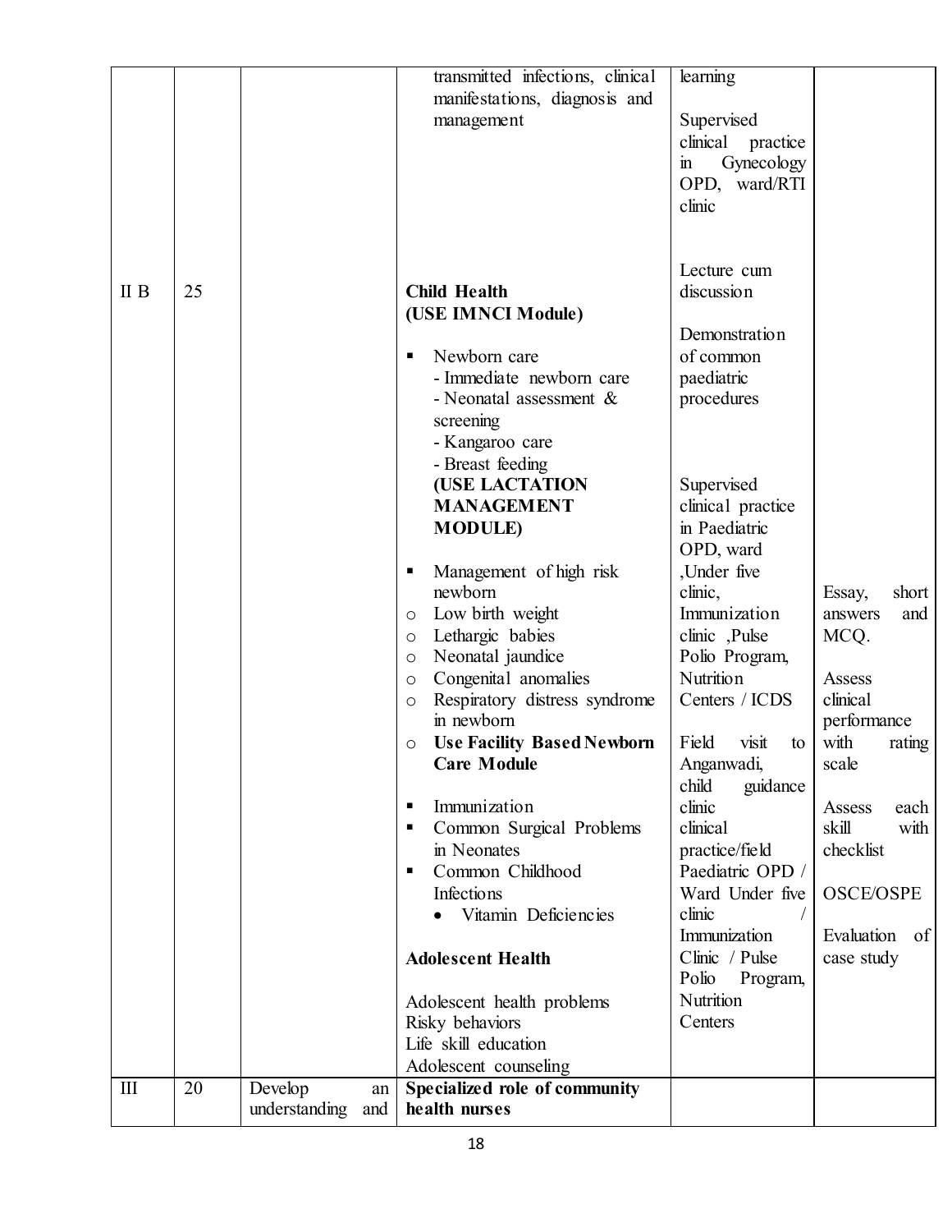| | | | | | |
|---|---|---|---|---|---|
| | | | transmitted infections, clinical manifestations, diagnosis and management | learning<br><br>Supervised clinical practice in Gynecology OPD, ward/RTI clinic | |
| II B | 25 | | **Child Health**<br>**(USE IMNCI Module)**<br><br>▪ Newborn care<br>- Immediate newborn care<br>- Neonatal assessment & screening<br>- Kangaroo care<br>- Breast feeding<br>**(USE LACTATION MANAGEMENT MODULE)**<br><br>▪ Management of high risk newborn<br>○ Low birth weight<br>○ Lethargic babies<br>○ Neonatal jaundice<br>○ Congenital anomalies<br>○ Respiratory distress syndrome in newborn<br>○ **Use Facility Based Newborn Care Module**<br><br>▪ Immunization<br>▪ Common Surgical Problems in Neonates<br>▪ Common Childhood Infections<br>• Vitamin Deficiencies<br><br>**Adolescent Health**<br><br>Adolescent health problems<br>Risky behaviors<br>Life skill education<br>Adolescent counseling | Lecture cum discussion<br><br>Demonstration of common paediatric procedures<br><br>Supervised clinical practice in Paediatric OPD, ward ,Under five clinic, Immunization clinic ,Pulse Polio Program, Nutrition Centers / ICDS<br><br>Field visit to Anganwadi, child guidance clinic clinical practice/field Paediatric OPD / Ward Under five clinic / Immunization Clinic / Pulse Polio Program, Nutrition Centers | Essay, short answers and MCQ.<br><br>Assess clinical performance with rating scale<br><br>Assess each skill with checklist<br><br>OSCE/OSPE<br><br>Evaluation of case study |
| III | 20 | Develop an understanding and | **Specialized role of community health nurses** | | |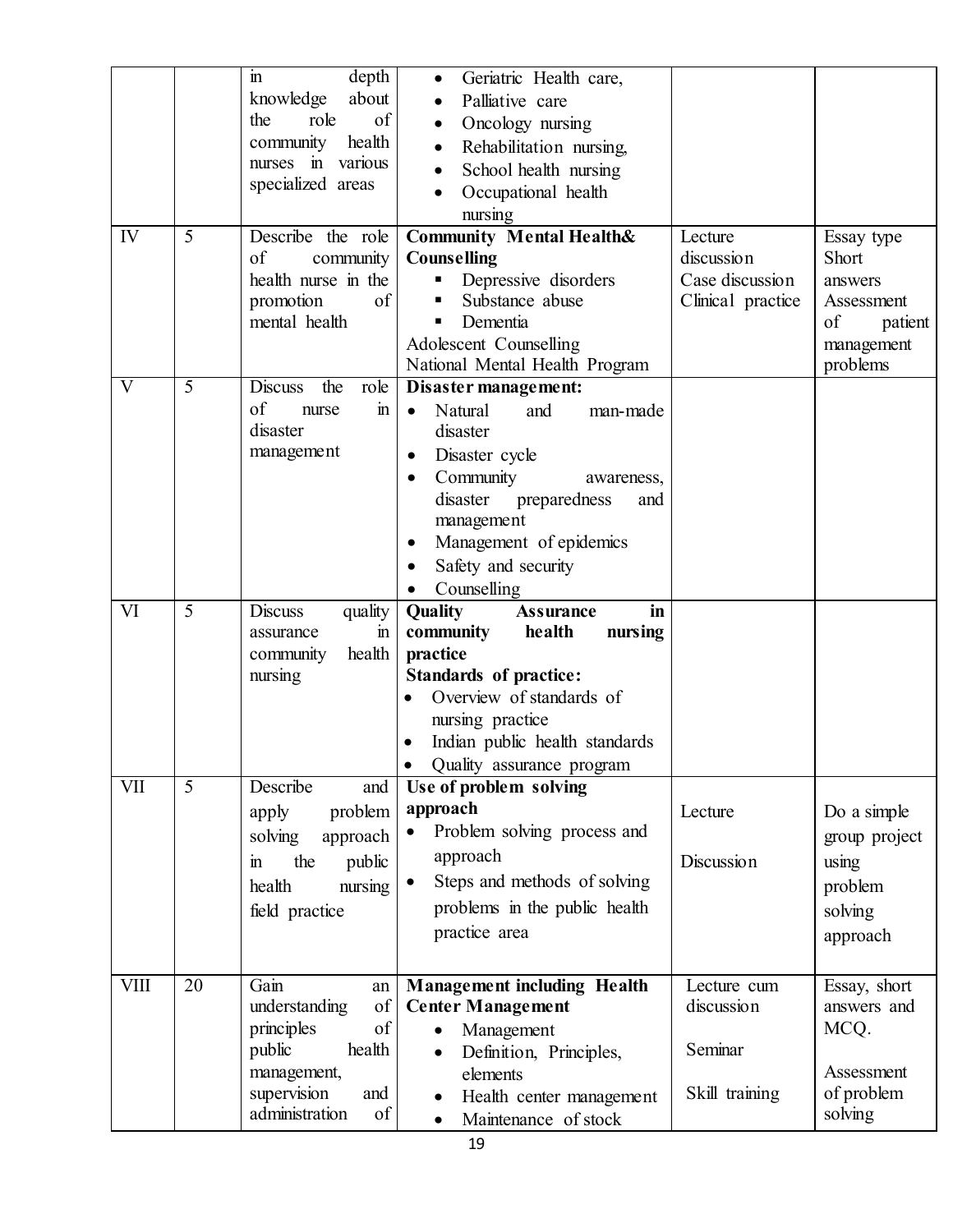| | | | | | |
|---|---|---|---|---|---|
| | | in depth knowledge about the role of community health nurses in various specialized areas | • Geriatric Health care,<br>• Palliative care<br>• Oncology nursing<br>• Rehabilitation nursing,<br>• School health nursing<br>• Occupational health nursing | | |
| IV | 5 | Describe the role of community health nurse in the promotion of mental health | **Community Mental Health& Counselling**<br>▪ Depressive disorders<br>▪ Substance abuse<br>▪ Dementia<br>Adolescent Counselling<br>National Mental Health Program | Lecture discussion<br>Case discussion<br>Clinical practice | Essay type<br>Short answers<br>Assessment of patient management problems |
| V | 5 | Discuss the role of nurse in disaster management | **Disaster management:**<br>• Natural and man-made disaster<br>• Disaster cycle<br>• Community awareness, disaster preparedness and management<br>• Management of epidemics<br>• Safety and security<br>• Counselling | | |
| VI | 5 | Discuss quality assurance in community health nursing | **Quality Assurance in community health nursing practice**<br>**Standards of practice:**<br>• Overview of standards of nursing practice<br>• Indian public health standards<br>• Quality assurance program | | |
| VII | 5 | Describe and apply problem solving approach in the public health nursing field practice | **Use of problem solving approach**<br>• Problem solving process and approach<br>• Steps and methods of solving problems in the public health practice area | Lecture<br><br>Discussion | Do a simple group project using problem solving approach |
| VIII | 20 | Gain an understanding of principles of public health management, supervision and administration of | **Management including Health Center Management**<br>• Management<br>• Definition, Principles, elements<br>• Health center management<br>• Maintenance of stock | Lecture cum discussion<br><br>Seminar<br><br>Skill training | Essay, short answers and MCQ.<br><br>Assessment of problem solving |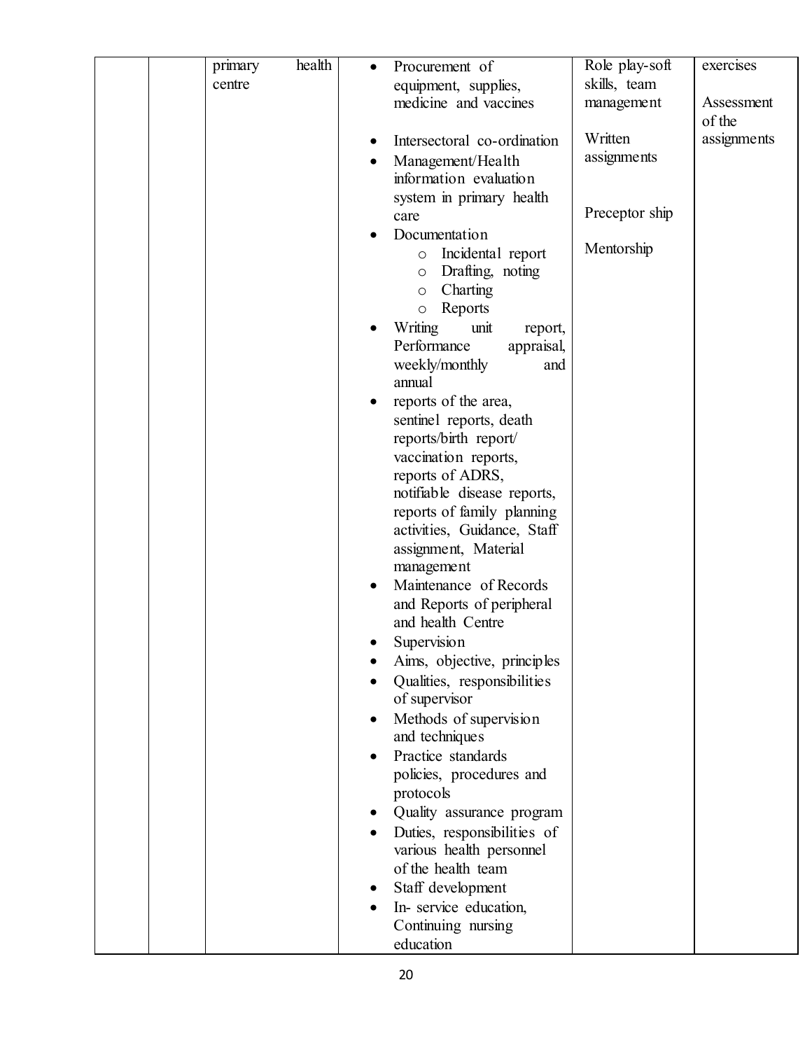| | | | | | |
|---|---|---|---|---|---|
| | | primary health centre | • Procurement of equipment, supplies, medicine and vaccines<br>• Intersectoral co-ordination<br>• Management/Health information evaluation system in primary health care<br>• Documentation<br>  ○ Incidental report<br>  ○ Drafting, noting<br>  ○ Charting<br>  ○ Reports<br>• Writing unit report, Performance appraisal, weekly/monthly and annual<br>• reports of the area, sentinel reports, death reports/birth report/ vaccination reports, reports of ADRS, notifiable disease reports, reports of family planning activities, Guidance, Staff assignment, Material management<br>• Maintenance of Records and Reports of peripheral and health Centre<br>• Supervision<br>• Aims, objective, principles<br>• Qualities, responsibilities of supervisor<br>• Methods of supervision and techniques<br>• Practice standards policies, procedures and protocols<br>• Quality assurance program<br>• Duties, responsibilities of various health personnel of the health team<br>• Staff development<br>• In- service education, Continuing nursing education | Role play-soft skills, team management<br><br>Written assignments<br><br>Preceptor ship<br><br>Mentorship | exercises<br><br>Assessment of the assignments |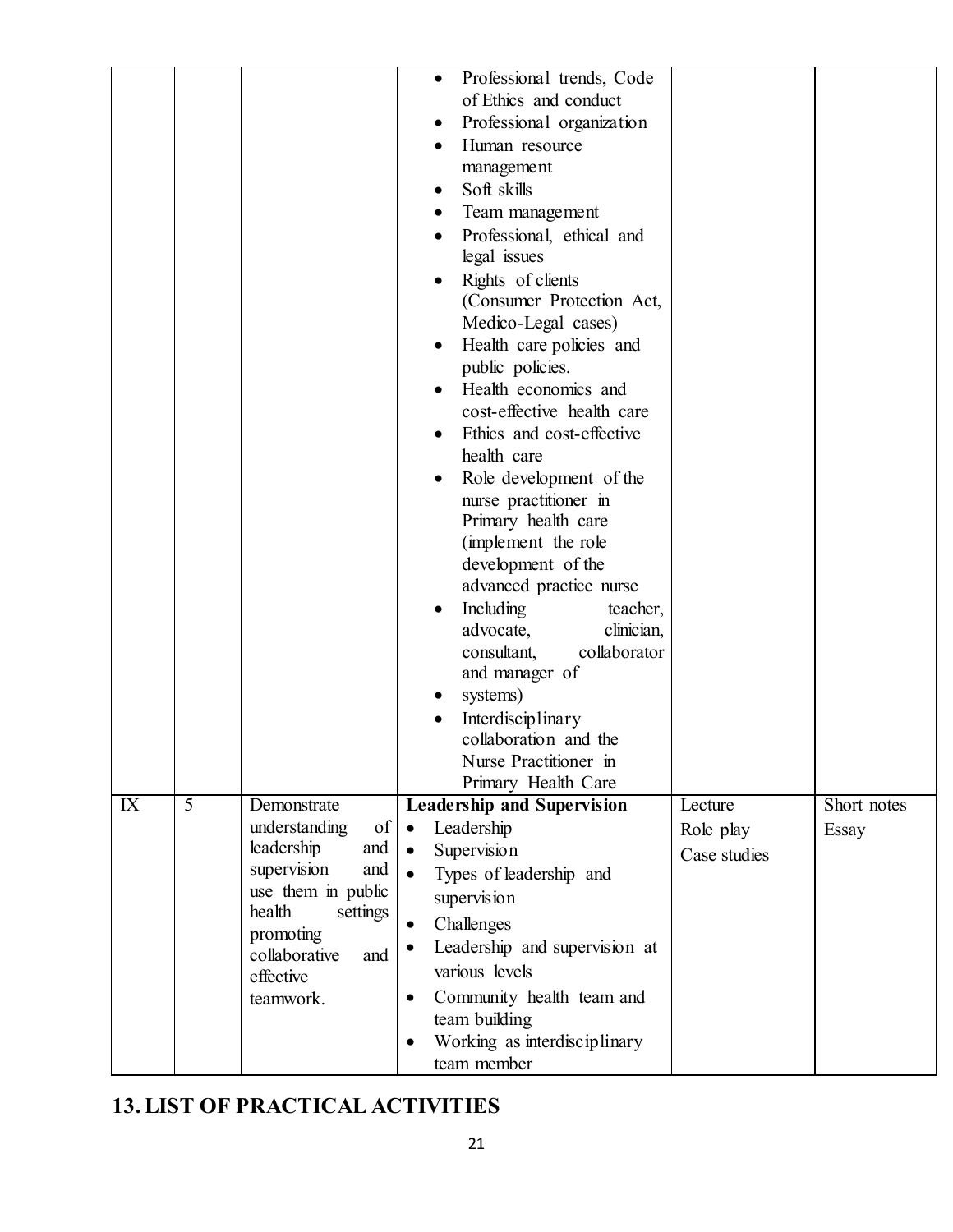| | | | | | |
|---|---|---|---|---|---|
| | | | • Professional trends, Code of Ethics and conduct<br>• Professional organization<br>• Human resource management<br>• Soft skills<br>• Team management<br>• Professional, ethical and legal issues<br>• Rights of clients (Consumer Protection Act, Medico-Legal cases)<br>• Health care policies and public policies.<br>• Health economics and cost-effective health care<br>• Ethics and cost-effective health care<br>• Role development of the nurse practitioner in Primary health care (implement the role development of the advanced practice nurse<br>• Including teacher, advocate, clinician, consultant, collaborator and manager of<br>• systems)<br>• Interdisciplinary collaboration and the Nurse Practitioner in Primary Health Care | | |
| IX | 5 | Demonstrate understanding of leadership and supervision and use them in public health settings promoting collaborative and effective teamwork. | **Leadership and Supervision**<br>• Leadership<br>• Supervision<br>• Types of leadership and supervision<br>• Challenges<br>• Leadership and supervision at various levels<br>• Community health team and team building<br>• Working as interdisciplinary team member | Lecture<br>Role play<br>Case studies | Short notes<br>Essay |

## 13. LIST OF PRACTICAL ACTIVITIES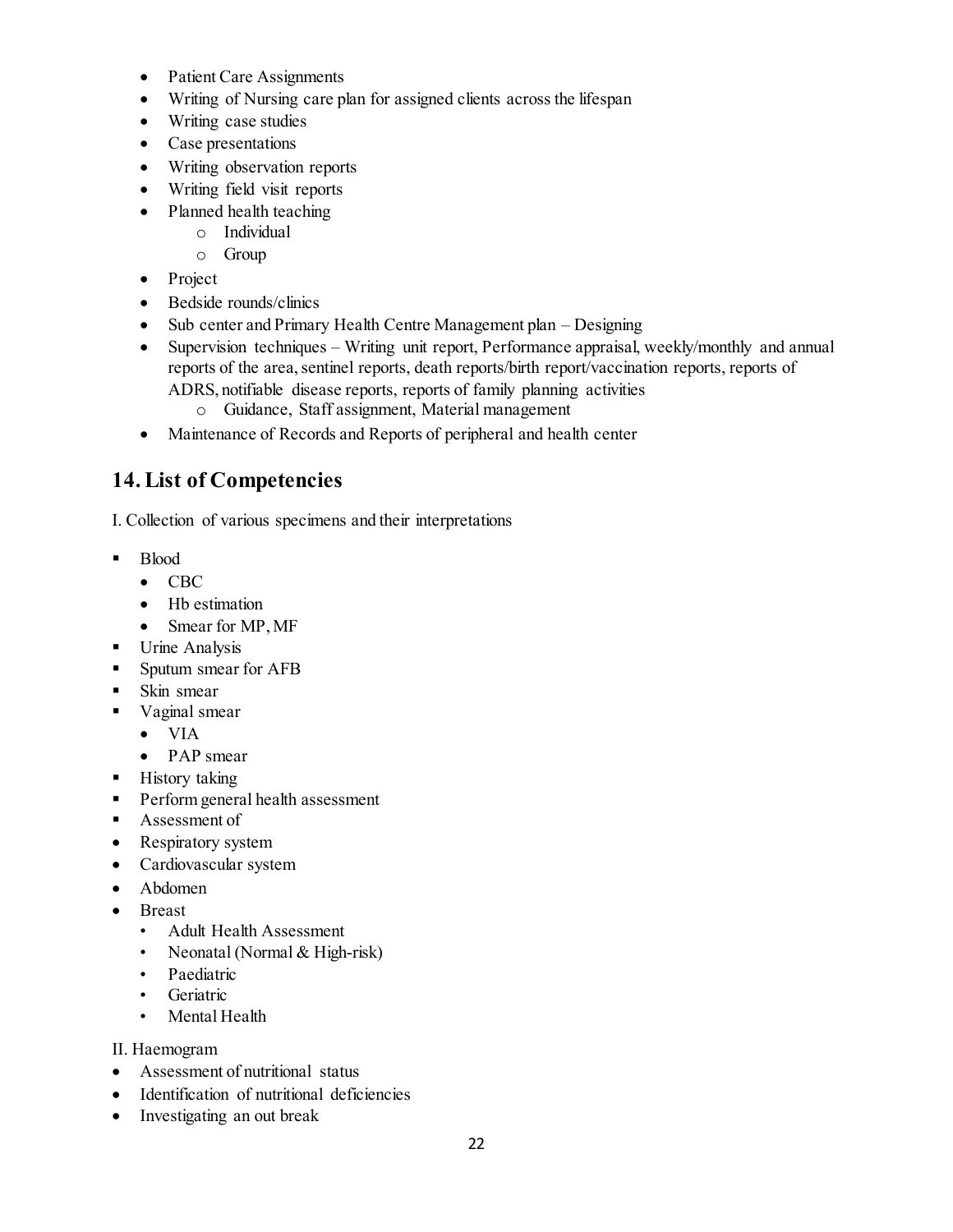- Patient Care Assignments
- Writing of Nursing care plan for assigned clients across the lifespan
- Writing case studies
- Case presentations
- Writing observation reports
- Writing field visit reports
- Planned health teaching
  - Individual
  - Group
- Project
- Bedside rounds/clinics
- Sub center and Primary Health Centre Management plan – Designing
- Supervision techniques – Writing unit report, Performance appraisal, weekly/monthly and annual reports of the area, sentinel reports, death reports/birth report/vaccination reports, reports of ADRS, notifiable disease reports, reports of family planning activities
  - Guidance, Staff assignment, Material management
- Maintenance of Records and Reports of peripheral and health center

## 14. List of Competencies

I. Collection of various specimens and their interpretations

- Blood
  - CBC
  - Hb estimation
  - Smear for MP, MF
- Urine Analysis
- Sputum smear for AFB
- Skin smear
- Vaginal smear
  - VIA
  - PAP smear
- History taking
- Perform general health assessment
- Assessment of
- Respiratory system
- Cardiovascular system
- Abdomen
- Breast
  - Adult Health Assessment
  - Neonatal (Normal & High-risk)
  - Paediatric
  - Geriatric
  - Mental Health

II. Haemogram

- Assessment of nutritional status
- Identification of nutritional deficiencies
- Investigating an out break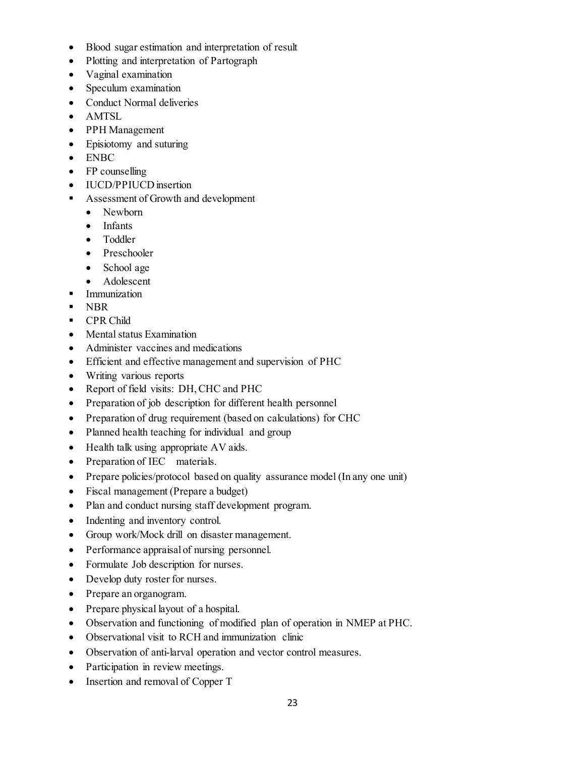- Blood sugar estimation and interpretation of result
- Plotting and interpretation of Partograph
- Vaginal examination
- Speculum examination
- Conduct Normal deliveries
- AMTSL
- PPH Management
- Episiotomy and suturing
- ENBC
- FP counselling
- IUCD/PPIUCD insertion
- Assessment of Growth and development
  - Newborn
  - Infants
  - Toddler
  - Preschooler
  - School age
  - Adolescent
- Immunization
- NBR
- CPR Child
- Mental status Examination
- Administer vaccines and medications
- Efficient and effective management and supervision of PHC
- Writing various reports
- Report of field visits: DH, CHC and PHC
- Preparation of job description for different health personnel
- Preparation of drug requirement (based on calculations) for CHC
- Planned health teaching for individual and group
- Health talk using appropriate AV aids.
- Preparation of IEC materials.
- Prepare policies/protocol based on quality assurance model (In any one unit)
- Fiscal management (Prepare a budget)
- Plan and conduct nursing staff development program.
- Indenting and inventory control.
- Group work/Mock drill on disaster management.
- Performance appraisal of nursing personnel.
- Formulate Job description for nurses.
- Develop duty roster for nurses.
- Prepare an organogram.
- Prepare physical layout of a hospital.
- Observation and functioning of modified plan of operation in NMEP at PHC.
- Observational visit to RCH and immunization clinic
- Observation of anti-larval operation and vector control measures.
- Participation in review meetings.
- Insertion and removal of Copper T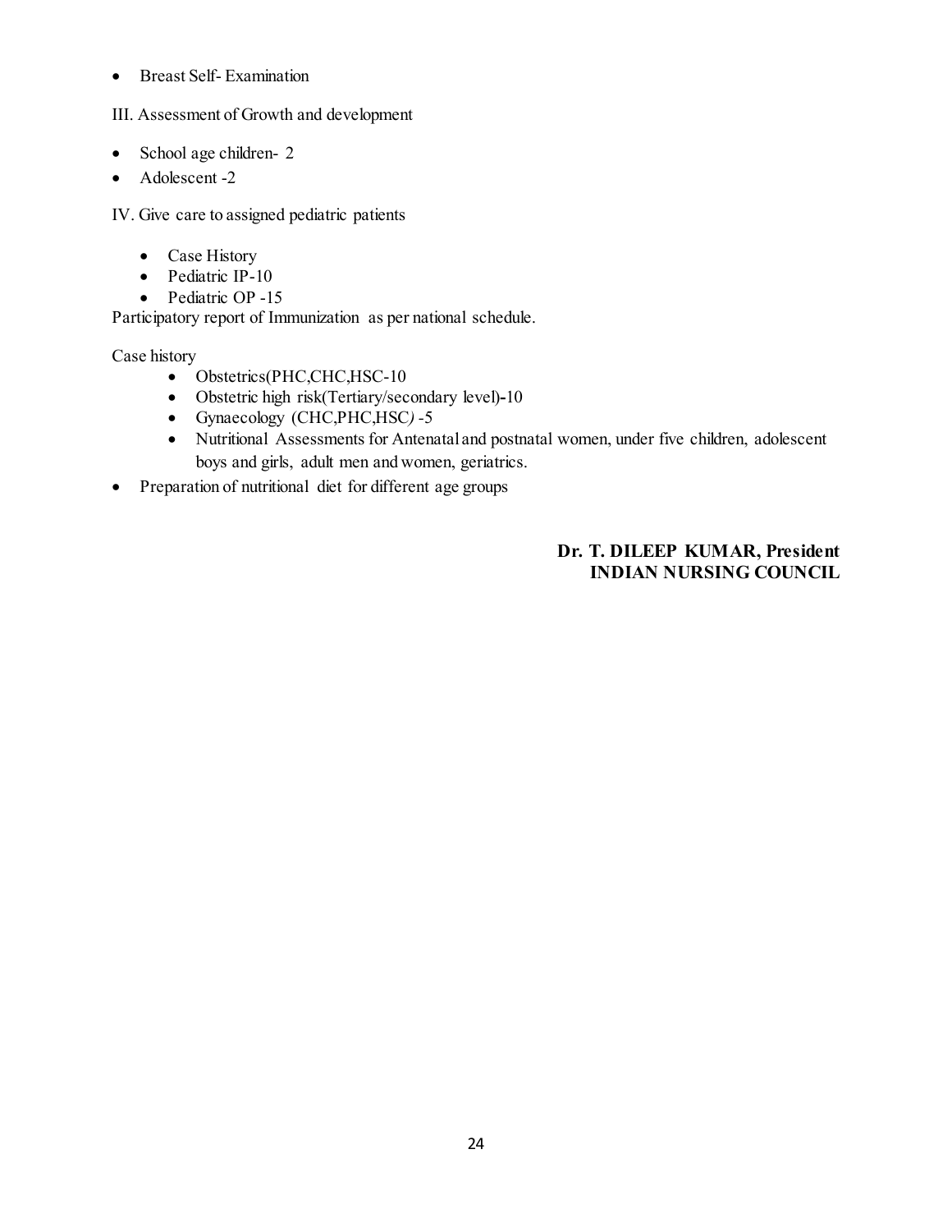- Breast Self- Examination

III. Assessment of Growth and development

- School age children- 2
- Adolescent -2

IV. Give care to assigned pediatric patients

- Case History
- Pediatric IP-10
- Pediatric OP -15

Participatory report of Immunization as per national schedule.

Case history

- Obstetrics(PHC,CHC,HSC-10
- Obstetric high risk(Tertiary/secondary level)-10
- Gynaecology (CHC,PHC,HSC) -5
- Nutritional Assessments for Antenatal and postnatal women, under five children, adolescent boys and girls, adult men and women, geriatrics.

- Preparation of nutritional diet for different age groups

**Dr. T. DILEEP KUMAR, President**
**INDIAN NURSING COUNCIL**